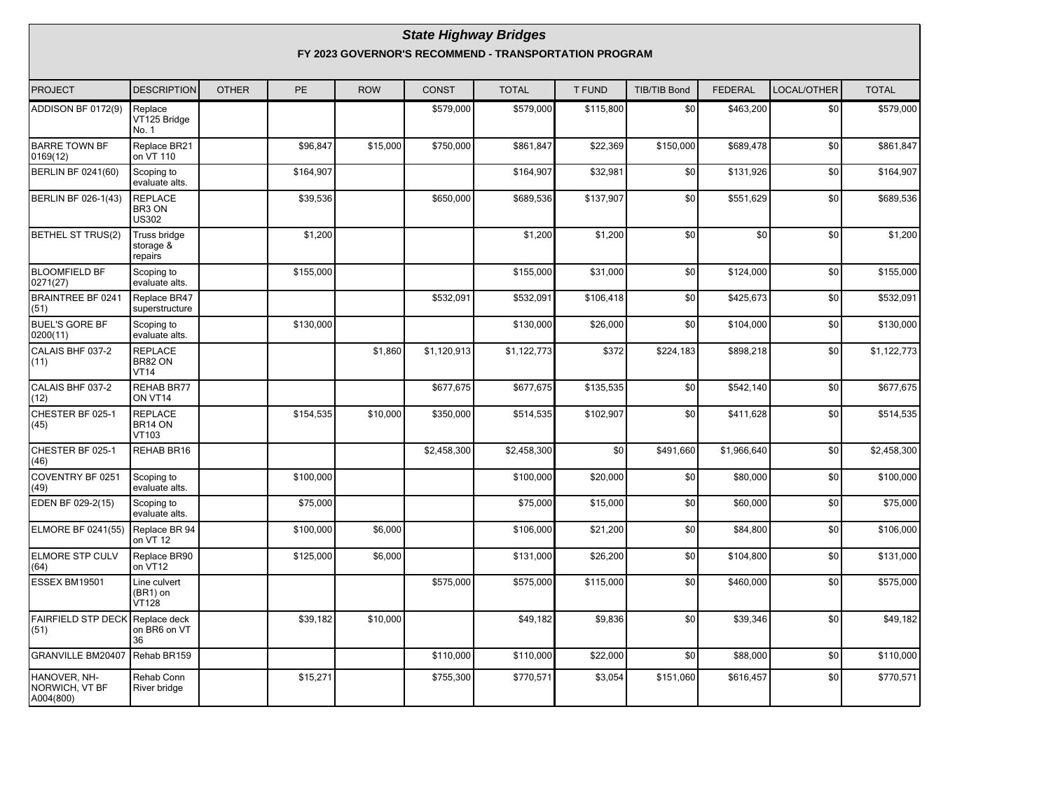# *State Highway Bridges*

## FY 2023 GOVERNOR'S RECOMMEND - TRANSPORTATION PROGRAM

| PROJECT | DESCRIPTION | OTHER | PE | ROW | CONST | TOTAL | T FUND | TIB/TIB Bond | FEDERAL | LOCAL/OTHER | TOTAL |
|---|---|---|---|---|---|---|---|---|---|---|---|
| ADDISON BF 0172(9) | Replace VT125 Bridge No. 1 | | | | $579,000 | $579,000 | $115,800 | $0 | $463,200 | $0 | $579,000 |
| BARRE TOWN BF 0169(12) | Replace BR21 on VT 110 | | $96,847 | $15,000 | $750,000 | $861,847 | $22,369 | $150,000 | $689,478 | $0 | $861,847 |
| BERLIN BF 0241(60) | Scoping to evaluate alts. | | $164,907 | | | $164,907 | $32,981 | $0 | $131,926 | $0 | $164,907 |
| BERLIN BF 026-1(43) | REPLACE BR3 ON US302 | | $39,536 | | $650,000 | $689,536 | $137,907 | $0 | $551,629 | $0 | $689,536 |
| BETHEL ST TRUS(2) | Truss bridge storage & repairs | | $1,200 | | | $1,200 | $1,200 | $0 | $0 | $0 | $1,200 |
| BLOOMFIELD BF 0271(27) | Scoping to evaluate alts. | | $155,000 | | | $155,000 | $31,000 | $0 | $124,000 | $0 | $155,000 |
| BRAINTREE BF 0241 (51) | Replace BR47 superstructure | | | | $532,091 | $532,091 | $106,418 | $0 | $425,673 | $0 | $532,091 |
| BUEL'S GORE BF 0200(11) | Scoping to evaluate alts. | | $130,000 | | | $130,000 | $26,000 | $0 | $104,000 | $0 | $130,000 |
| CALAIS BHF 037-2 (11) | REPLACE BR82 ON VT14 | | | $1,860 | $1,120,913 | $1,122,773 | $372 | $224,183 | $898,218 | $0 | $1,122,773 |
| CALAIS BHF 037-2 (12) | REHAB BR77 ON VT14 | | | | $677,675 | $677,675 | $135,535 | $0 | $542,140 | $0 | $677,675 |
| CHESTER BF 025-1 (45) | REPLACE BR14 ON VT103 | | $154,535 | $10,000 | $350,000 | $514,535 | $102,907 | $0 | $411,628 | $0 | $514,535 |
| CHESTER BF 025-1 (46) | REHAB BR16 | | | | $2,458,300 | $2,458,300 | $0 | $491,660 | $1,966,640 | $0 | $2,458,300 |
| COVENTRY BF 0251 (49) | Scoping to evaluate alts. | | $100,000 | | | $100,000 | $20,000 | $0 | $80,000 | $0 | $100,000 |
| EDEN BF 029-2(15) | Scoping to evaluate alts. | | $75,000 | | | $75,000 | $15,000 | $0 | $60,000 | $0 | $75,000 |
| ELMORE BF 0241(55) | Replace BR 94 on VT 12 | | $100,000 | $6,000 | | $106,000 | $21,200 | $0 | $84,800 | $0 | $106,000 |
| ELMORE STP CULV (64) | Replace BR90 on VT12 | | $125,000 | $6,000 | | $131,000 | $26,200 | $0 | $104,800 | $0 | $131,000 |
| ESSEX BM19501 | Line culvert (BR1) on VT128 | | | | $575,000 | $575,000 | $115,000 | $0 | $460,000 | $0 | $575,000 |
| FAIRFIELD STP DECK (51) | Replace deck on BR6 on VT 36 | | $39,182 | $10,000 | | $49,182 | $9,836 | $0 | $39,346 | $0 | $49,182 |
| GRANVILLE BM20407 | Rehab BR159 | | | | $110,000 | $110,000 | $22,000 | $0 | $88,000 | $0 | $110,000 |
| HANOVER, NH-NORWICH, VT BF A004(800) | Rehab Conn River bridge | | $15,271 | | $755,300 | $770,571 | $3,054 | $151,060 | $616,457 | $0 | $770,571 |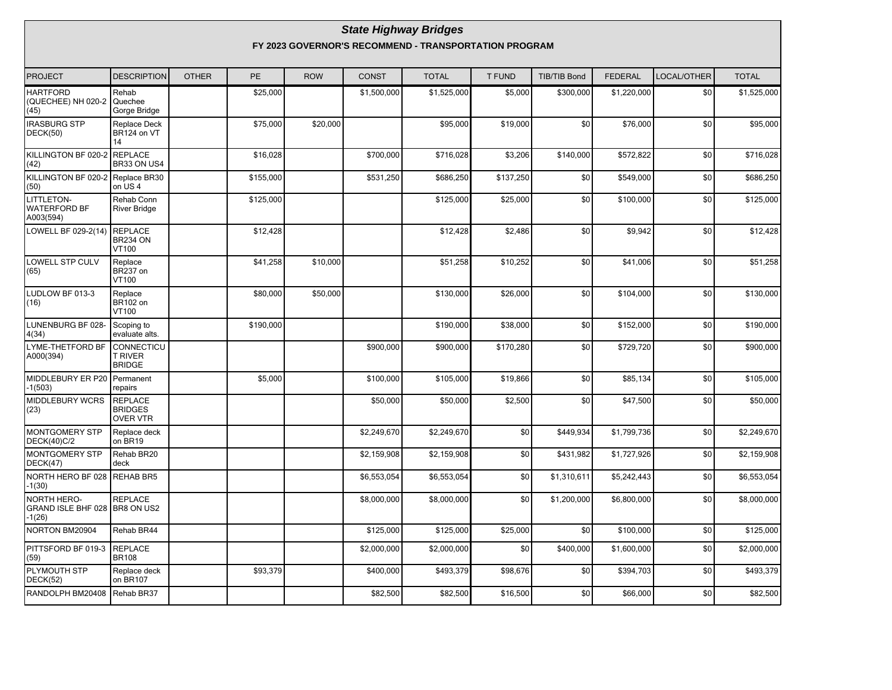# *State Highway Bridges*

## FY 2023 GOVERNOR'S RECOMMEND - TRANSPORTATION PROGRAM

| PROJECT | DESCRIPTION | OTHER | PE | ROW | CONST | TOTAL | T FUND | TIB/TIB Bond | FEDERAL | LOCAL/OTHER | TOTAL |
|---|---|---|---|---|---|---|---|---|---|---|---|
| HARTFORD (QUECHEE) NH 020-2 (45) | Rehab Quechee Gorge Bridge | | $25,000 | | $1,500,000 | $1,525,000 | $5,000 | $300,000 | $1,220,000 | $0 | $1,525,000 |
| IRASBURG STP DECK(50) | Replace Deck BR124 on VT 14 | | $75,000 | $20,000 | | $95,000 | $19,000 | $0 | $76,000 | $0 | $95,000 |
| KILLINGTON BF 020-2 (42) | REPLACE BR33 ON US4 | | $16,028 | | $700,000 | $716,028 | $3,206 | $140,000 | $572,822 | $0 | $716,028 |
| KILLINGTON BF 020-2 (50) | Replace BR30 on US 4 | | $155,000 | | $531,250 | $686,250 | $137,250 | $0 | $549,000 | $0 | $686,250 |
| LITTLETON-WATERFORD BF A003(594) | Rehab Conn River Bridge | | $125,000 | | | $125,000 | $25,000 | $0 | $100,000 | $0 | $125,000 |
| LOWELL BF 029-2(14) | REPLACE BR234 ON VT100 | | $12,428 | | | $12,428 | $2,486 | $0 | $9,942 | $0 | $12,428 |
| LOWELL STP CULV (65) | Replace BR237 on VT100 | | $41,258 | $10,000 | | $51,258 | $10,252 | $0 | $41,006 | $0 | $51,258 |
| LUDLOW BF 013-3 (16) | Replace BR102 on VT100 | | $80,000 | $50,000 | | $130,000 | $26,000 | $0 | $104,000 | $0 | $130,000 |
| LUNENBURG BF 028-4(34) | Scoping to evaluate alts. | | $190,000 | | | $190,000 | $38,000 | $0 | $152,000 | $0 | $190,000 |
| LYME-THETFORD BF A000(394) | CONNECTICUT RIVER BRIDGE | | | | $900,000 | $900,000 | $170,280 | $0 | $729,720 | $0 | $900,000 |
| MIDDLEBURY ER P20-1(503) | Permanent repairs | | $5,000 | | $100,000 | $105,000 | $19,866 | $0 | $85,134 | $0 | $105,000 |
| MIDDLEBURY WCRS (23) | REPLACE BRIDGES OVER VTR | | | | $50,000 | $50,000 | $2,500 | $0 | $47,500 | $0 | $50,000 |
| MONTGOMERY STP DECK(40)C/2 | Replace deck on BR19 | | | | $2,249,670 | $2,249,670 | $0 | $449,934 | $1,799,736 | $0 | $2,249,670 |
| MONTGOMERY STP DECK(47) | Rehab BR20 deck | | | | $2,159,908 | $2,159,908 | $0 | $431,982 | $1,727,926 | $0 | $2,159,908 |
| NORTH HERO BF 028-1(30) | REHAB BR5 | | | | $6,553,054 | $6,553,054 | $0 | $1,310,611 | $5,242,443 | $0 | $6,553,054 |
| NORTH HERO-GRAND ISLE BHF 028-1(26) | REPLACE BR8 ON US2 | | | | $8,000,000 | $8,000,000 | $0 | $1,200,000 | $6,800,000 | $0 | $8,000,000 |
| NORTON BM20904 | Rehab BR44 | | | | $125,000 | $125,000 | $25,000 | $0 | $100,000 | $0 | $125,000 |
| PITTSFORD BF 019-3 (59) | REPLACE BR108 | | | | $2,000,000 | $2,000,000 | $0 | $400,000 | $1,600,000 | $0 | $2,000,000 |
| PLYMOUTH STP DECK(52) | Replace deck on BR107 | | $93,379 | | $400,000 | $493,379 | $98,676 | $0 | $394,703 | $0 | $493,379 |
| RANDOLPH BM20408 | Rehab BR37 | | | | $82,500 | $82,500 | $16,500 | $0 | $66,000 | $0 | $82,500 |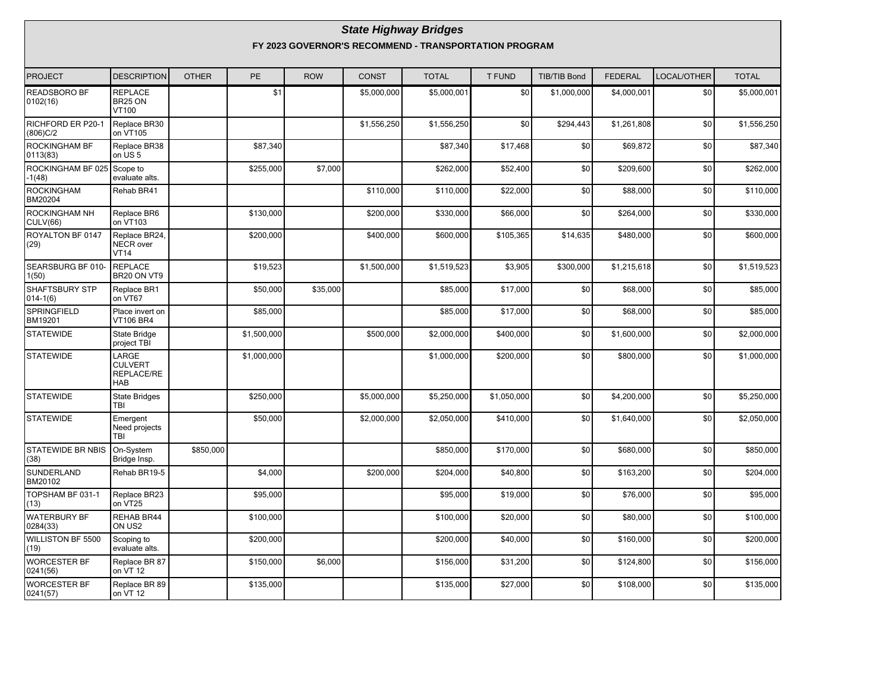## *State Highway Bridges*

### FY 2023 GOVERNOR'S RECOMMEND - TRANSPORTATION PROGRAM

| PROJECT | DESCRIPTION | OTHER | PE | ROW | CONST | TOTAL | T FUND | TIB/TIB Bond | FEDERAL | LOCAL/OTHER | TOTAL |
|---|---|---|---|---|---|---|---|---|---|---|---|
| READSBORO BF 0102(16) | REPLACE BR25 ON VT100 | | $1 | | $5,000,000 | $5,000,001 | $0 | $1,000,000 | $4,000,001 | $0 | $5,000,001 |
| RICHFORD ER P20-1 (806)C/2 | Replace BR30 on VT105 | | | | $1,556,250 | $1,556,250 | $0 | $294,443 | $1,261,808 | $0 | $1,556,250 |
| ROCKINGHAM BF 0113(83) | Replace BR38 on US 5 | | $87,340 | | | $87,340 | $17,468 | $0 | $69,872 | $0 | $87,340 |
| ROCKINGHAM BF 025 -1(48) | Scope to evaluate alts. | | $255,000 | $7,000 | | $262,000 | $52,400 | $0 | $209,600 | $0 | $262,000 |
| ROCKINGHAM BM20204 | Rehab BR41 | | | | $110,000 | $110,000 | $22,000 | $0 | $88,000 | $0 | $110,000 |
| ROCKINGHAM NH CULV(66) | Replace BR6 on VT103 | | $130,000 | | $200,000 | $330,000 | $66,000 | $0 | $264,000 | $0 | $330,000 |
| ROYALTON BF 0147 (29) | Replace BR24, NECR over VT14 | | $200,000 | | $400,000 | $600,000 | $105,365 | $14,635 | $480,000 | $0 | $600,000 |
| SEARSBURG BF 010-1(50) | REPLACE BR20 ON VT9 | | $19,523 | | $1,500,000 | $1,519,523 | $3,905 | $300,000 | $1,215,618 | $0 | $1,519,523 |
| SHAFTSBURY STP 014-1(6) | Replace BR1 on VT67 | | $50,000 | $35,000 | | $85,000 | $17,000 | $0 | $68,000 | $0 | $85,000 |
| SPRINGFIELD BM19201 | Place invert on VT106 BR4 | | $85,000 | | | $85,000 | $17,000 | $0 | $68,000 | $0 | $85,000 |
| STATEWIDE | State Bridge project TBI | | $1,500,000 | | $500,000 | $2,000,000 | $400,000 | $0 | $1,600,000 | $0 | $2,000,000 |
| STATEWIDE | LARGE CULVERT REPLACE/REHAB | | $1,000,000 | | | $1,000,000 | $200,000 | $0 | $800,000 | $0 | $1,000,000 |
| STATEWIDE | State Bridges TBI | | $250,000 | | $5,000,000 | $5,250,000 | $1,050,000 | $0 | $4,200,000 | $0 | $5,250,000 |
| STATEWIDE | Emergent Need projects TBI | | $50,000 | | $2,000,000 | $2,050,000 | $410,000 | $0 | $1,640,000 | $0 | $2,050,000 |
| STATEWIDE BR NBIS (38) | On-System Bridge Insp. | $850,000 | | | | $850,000 | $170,000 | $0 | $680,000 | $0 | $850,000 |
| SUNDERLAND BM20102 | Rehab BR19-5 | | $4,000 | | $200,000 | $204,000 | $40,800 | $0 | $163,200 | $0 | $204,000 |
| TOPSHAM BF 031-1 (13) | Replace BR23 on VT25 | | $95,000 | | | $95,000 | $19,000 | $0 | $76,000 | $0 | $95,000 |
| WATERBURY BF 0284(33) | REHAB BR44 ON US2 | | $100,000 | | | $100,000 | $20,000 | $0 | $80,000 | $0 | $100,000 |
| WILLISTON BF 5500 (19) | Scoping to evaluate alts. | | $200,000 | | | $200,000 | $40,000 | $0 | $160,000 | $0 | $200,000 |
| WORCESTER BF 0241(56) | Replace BR 87 on VT 12 | | $150,000 | $6,000 | | $156,000 | $31,200 | $0 | $124,800 | $0 | $156,000 |
| WORCESTER BF 0241(57) | Replace BR 89 on VT 12 | | $135,000 | | | $135,000 | $27,000 | $0 | $108,000 | $0 | $135,000 |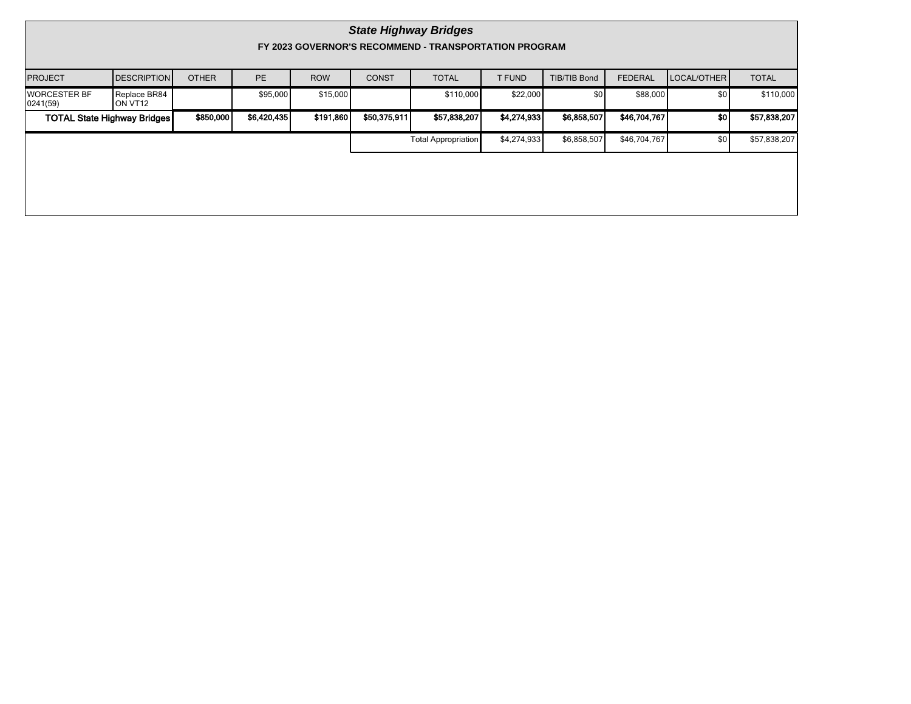## *State Highway Bridges*

### FY 2023 GOVERNOR'S RECOMMEND - TRANSPORTATION PROGRAM

| PROJECT | DESCRIPTION | OTHER | PE | ROW | CONST | TOTAL | T FUND | TIB/TIB Bond | FEDERAL | LOCAL/OTHER | TOTAL |
|---|---|---|---|---|---|---|---|---|---|---|---|
| WORCESTER BF 0241(59) | Replace BR84 ON VT12 | | $95,000 | $15,000 | | $110,000 | $22,000 | $0 | $88,000 | $0 | $110,000 |
| **TOTAL State Highway Bridges** | | **$850,000** | **$6,420,435** | **$191,860** | **$50,375,911** | **$57,838,207** | **$4,274,933** | **$6,858,507** | **$46,704,767** | **$0** | **$57,838,207** |
| | | | | | | Total Appropriation | $4,274,933 | $6,858,507 | $46,704,767 | $0 | $57,838,207 |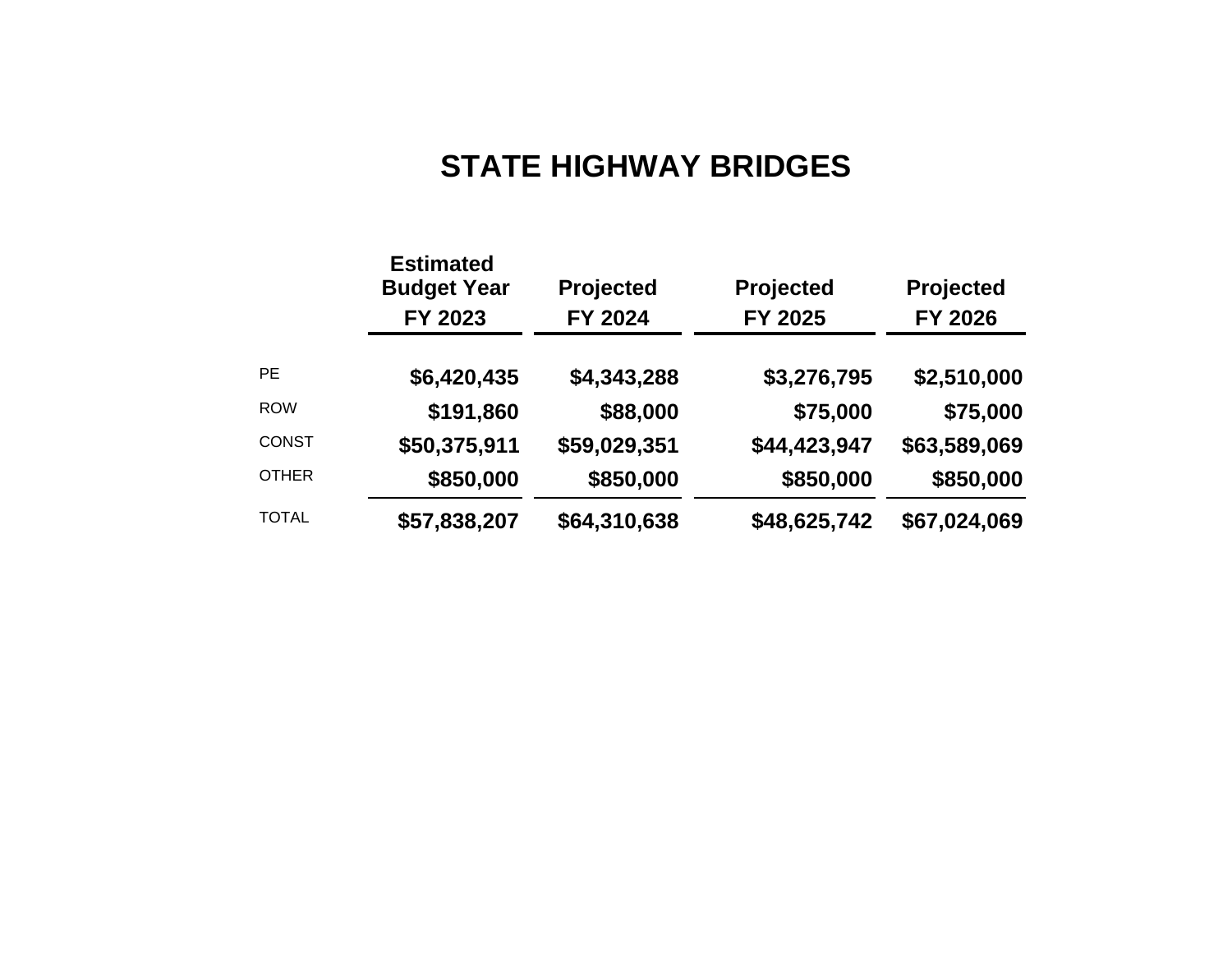# STATE HIGHWAY BRIDGES

| | Estimated Budget Year FY 2023 | Projected FY 2024 | Projected FY 2025 | Projected FY 2026 |
|---|---|---|---|---|
| PE | **$6,420,435** | **$4,343,288** | **$3,276,795** | **$2,510,000** |
| ROW | **$191,860** | **$88,000** | **$75,000** | **$75,000** |
| CONST | **$50,375,911** | **$59,029,351** | **$44,423,947** | **$63,589,069** |
| OTHER | **$850,000** | **$850,000** | **$850,000** | **$850,000** |
| TOTAL | **$57,838,207** | **$64,310,638** | **$48,625,742** | **$67,024,069** |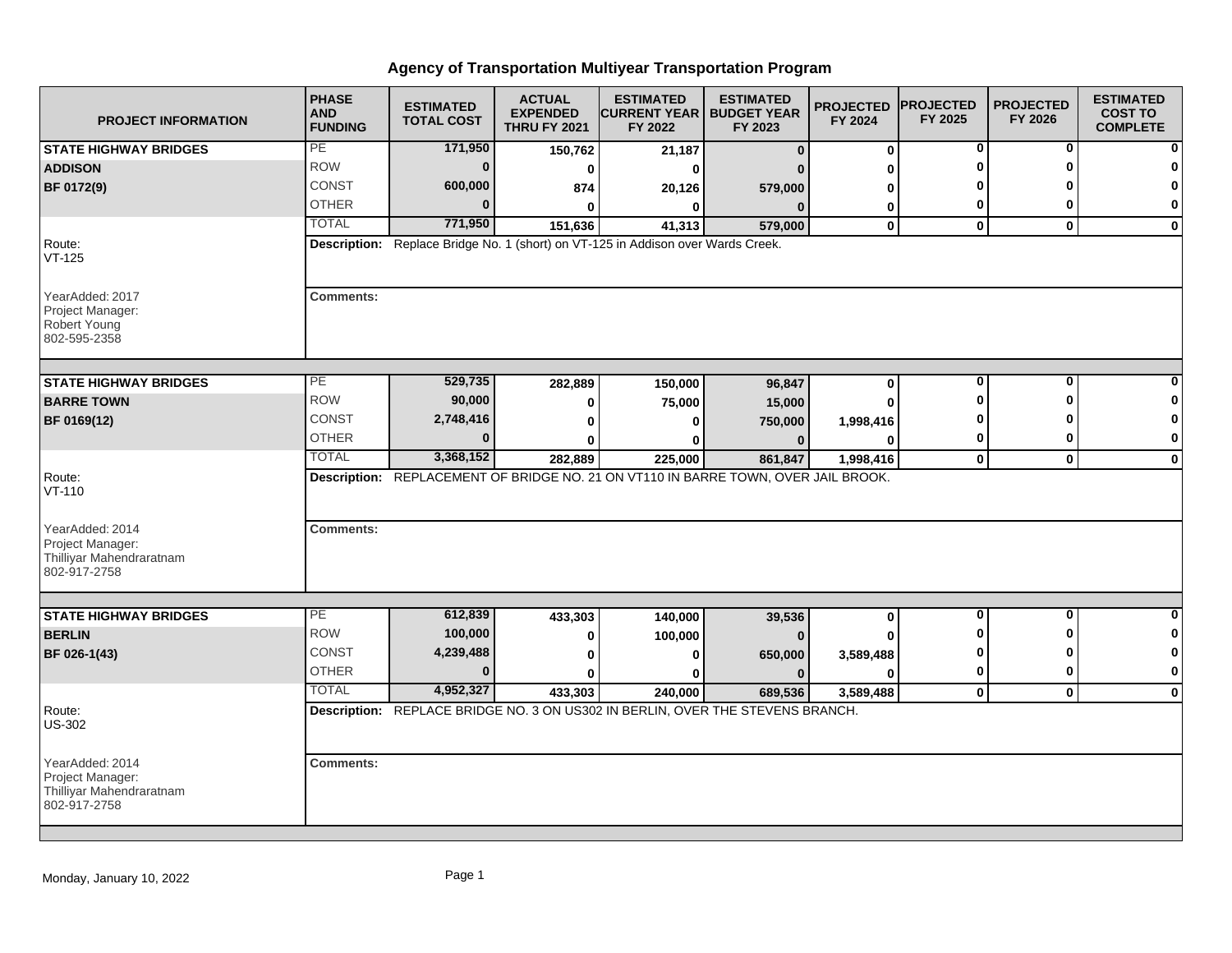# Agency of Transportation Multiyear Transportation Program

| PROJECT INFORMATION | PHASE AND FUNDING | ESTIMATED TOTAL COST | ACTUAL EXPENDED THRU FY 2021 | ESTIMATED CURRENT YEAR FY 2022 | ESTIMATED BUDGET YEAR FY 2023 | PROJECTED FY 2024 | PROJECTED FY 2025 | PROJECTED FY 2026 | ESTIMATED COST TO COMPLETE |
|---|---|---|---|---|---|---|---|---|---|
| **STATE HIGHWAY BRIDGES** | PE | 171,950 | 150,762 | 21,187 | 0 | 0 | 0 | 0 | 0 |
| **ADDISON** | ROW | 0 | 0 | 0 | 0 | 0 | 0 | 0 | 0 |
| **BF 0172(9)** | CONST | 600,000 | 874 | 20,126 | 579,000 | 0 | 0 | 0 | 0 |
| | OTHER | 0 | 0 | 0 | 0 | 0 | 0 | 0 | 0 |
| | TOTAL | 771,950 | 151,636 | 41,313 | 579,000 | 0 | 0 | 0 | 0 |

Route: VT-125

YearAdded: 2017

Project Manager: Robert Young 802-595-2358

**Description:** Replace Bridge No. 1 (short) on VT-125 in Addison over Wards Creek.

**Comments:**

| PROJECT INFORMATION | PHASE AND FUNDING | ESTIMATED TOTAL COST | ACTUAL EXPENDED THRU FY 2021 | ESTIMATED CURRENT YEAR FY 2022 | ESTIMATED BUDGET YEAR FY 2023 | PROJECTED FY 2024 | PROJECTED FY 2025 | PROJECTED FY 2026 | ESTIMATED COST TO COMPLETE |
|---|---|---|---|---|---|---|---|---|---|
| **STATE HIGHWAY BRIDGES** | PE | 529,735 | 282,889 | 150,000 | 96,847 | 0 | 0 | 0 | 0 |
| **BARRE TOWN** | ROW | 90,000 | 0 | 75,000 | 15,000 | 0 | 0 | 0 | 0 |
| **BF 0169(12)** | CONST | 2,748,416 | 0 | 0 | 750,000 | 1,998,416 | 0 | 0 | 0 |
| | OTHER | 0 | 0 | 0 | 0 | 0 | 0 | 0 | 0 |
| | TOTAL | 3,368,152 | 282,889 | 225,000 | 861,847 | 1,998,416 | 0 | 0 | 0 |

Route: VT-110

YearAdded: 2014

Project Manager: Thilliyar Mahendraratnam 802-917-2758

**Description:** REPLACEMENT OF BRIDGE NO. 21 ON VT110 IN BARRE TOWN, OVER JAIL BROOK.

**Comments:**

| PROJECT INFORMATION | PHASE AND FUNDING | ESTIMATED TOTAL COST | ACTUAL EXPENDED THRU FY 2021 | ESTIMATED CURRENT YEAR FY 2022 | ESTIMATED BUDGET YEAR FY 2023 | PROJECTED FY 2024 | PROJECTED FY 2025 | PROJECTED FY 2026 | ESTIMATED COST TO COMPLETE |
|---|---|---|---|---|---|---|---|---|---|
| **STATE HIGHWAY BRIDGES** | PE | 612,839 | 433,303 | 140,000 | 39,536 | 0 | 0 | 0 | 0 |
| **BERLIN** | ROW | 100,000 | 0 | 100,000 | 0 | 0 | 0 | 0 | 0 |
| **BF 026-1(43)** | CONST | 4,239,488 | 0 | 0 | 650,000 | 3,589,488 | 0 | 0 | 0 |
| | OTHER | 0 | 0 | 0 | 0 | 0 | 0 | 0 | 0 |
| | TOTAL | 4,952,327 | 433,303 | 240,000 | 689,536 | 3,589,488 | 0 | 0 | 0 |

Route: US-302

YearAdded: 2014

Project Manager: Thilliyar Mahendraratnam 802-917-2758

**Description:** REPLACE BRIDGE NO. 3 ON US302 IN BERLIN, OVER THE STEVENS BRANCH.

**Comments:**

Monday, January 10, 2022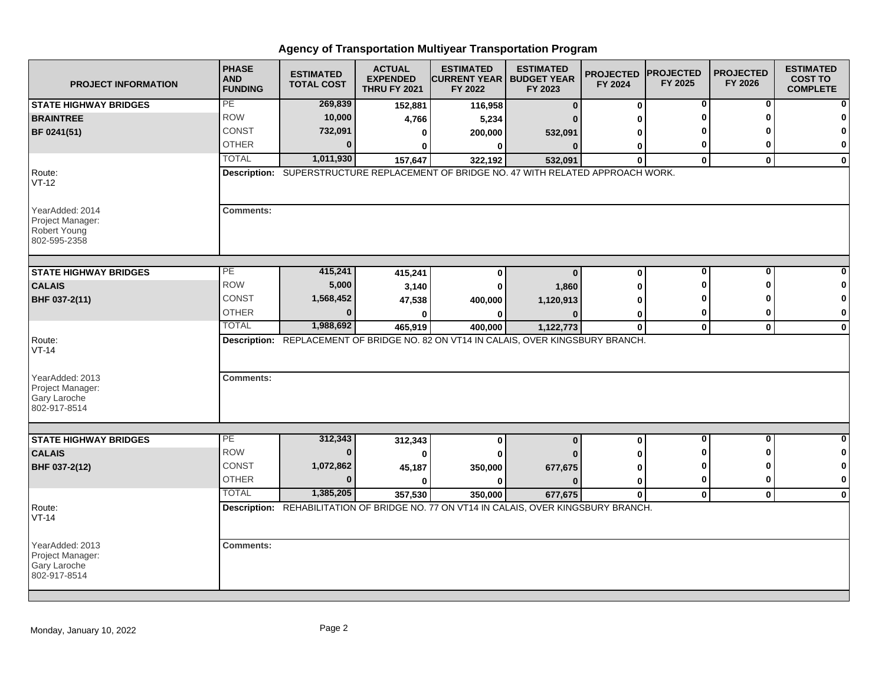# Agency of Transportation Multiyear Transportation Program

| PROJECT INFORMATION | PHASE AND FUNDING | ESTIMATED TOTAL COST | ACTUAL EXPENDED THRU FY 2021 | ESTIMATED CURRENT YEAR FY 2022 | ESTIMATED BUDGET YEAR FY 2023 | PROJECTED FY 2024 | PROJECTED FY 2025 | PROJECTED FY 2026 | ESTIMATED COST TO COMPLETE |
|---|---|---|---|---|---|---|---|---|---|
| **STATE HIGHWAY BRIDGES** | PE | 269,839 | 152,881 | 116,958 | 0 | 0 | 0 | 0 | 0 |
| **BRAINTREE** | ROW | 10,000 | 4,766 | 5,234 | 0 | 0 | 0 | 0 | 0 |
| **BF 0241(51)** | CONST | 732,091 | 0 | 200,000 | 532,091 | 0 | 0 | 0 | 0 |
| | OTHER | 0 | 0 | 0 | 0 | 0 | 0 | 0 | 0 |
| | TOTAL | 1,011,930 | 157,647 | 322,192 | 532,091 | 0 | 0 | 0 | 0 |
| Route: VT-12 | **Description:** SUPERSTRUCTURE REPLACEMENT OF BRIDGE NO. 47 WITH RELATED APPROACH WORK. | | | | | | | | |
| YearAdded: 2014 Project Manager: Robert Young 802-595-2358 | **Comments:** | | | | | | | | |
| **STATE HIGHWAY BRIDGES** | PE | 415,241 | 415,241 | 0 | 0 | 0 | 0 | 0 | 0 |
| **CALAIS** | ROW | 5,000 | 3,140 | 0 | 1,860 | 0 | 0 | 0 | 0 |
| **BHF 037-2(11)** | CONST | 1,568,452 | 47,538 | 400,000 | 1,120,913 | 0 | 0 | 0 | 0 |
| | OTHER | 0 | 0 | 0 | 0 | 0 | 0 | 0 | 0 |
| | TOTAL | 1,988,692 | 465,919 | 400,000 | 1,122,773 | 0 | 0 | 0 | 0 |
| Route: VT-14 | **Description:** REPLACEMENT OF BRIDGE NO. 82 ON VT14 IN CALAIS, OVER KINGSBURY BRANCH. | | | | | | | | |
| YearAdded: 2013 Project Manager: Gary Laroche 802-917-8514 | **Comments:** | | | | | | | | |
| **STATE HIGHWAY BRIDGES** | PE | 312,343 | 312,343 | 0 | 0 | 0 | 0 | 0 | 0 |
| **CALAIS** | ROW | 0 | 0 | 0 | 0 | 0 | 0 | 0 | 0 |
| **BHF 037-2(12)** | CONST | 1,072,862 | 45,187 | 350,000 | 677,675 | 0 | 0 | 0 | 0 |
| | OTHER | 0 | 0 | 0 | 0 | 0 | 0 | 0 | 0 |
| | TOTAL | 1,385,205 | 357,530 | 350,000 | 677,675 | 0 | 0 | 0 | 0 |
| Route: VT-14 | **Description:** REHABILITATION OF BRIDGE NO. 77 ON VT14 IN CALAIS, OVER KINGSBURY BRANCH. | | | | | | | | |
| YearAdded: 2013 Project Manager: Gary Laroche 802-917-8514 | **Comments:** | | | | | | | | |

Monday, January 10, 2022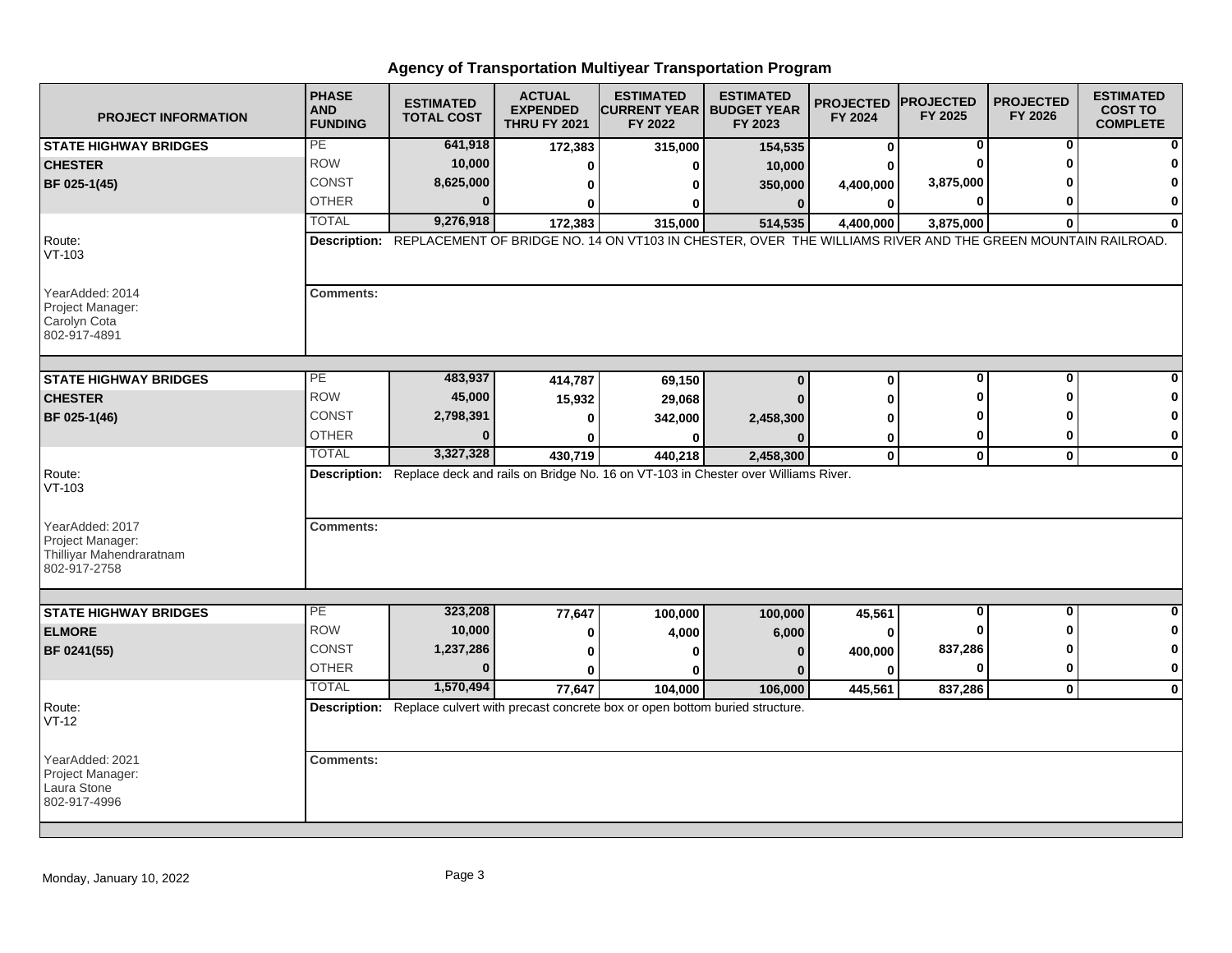# Agency of Transportation Multiyear Transportation Program

| PROJECT INFORMATION | PHASE AND FUNDING | ESTIMATED TOTAL COST | ACTUAL EXPENDED THRU FY 2021 | ESTIMATED CURRENT YEAR FY 2022 | ESTIMATED BUDGET YEAR FY 2023 | PROJECTED FY 2024 | PROJECTED FY 2025 | PROJECTED FY 2026 | ESTIMATED COST TO COMPLETE |
|---|---|---|---|---|---|---|---|---|---|
| **STATE HIGHWAY BRIDGES** | PE | 641,918 | 172,383 | 315,000 | 154,535 | 0 | 0 | 0 | 0 |
| **CHESTER** | ROW | 10,000 | 0 | 0 | 10,000 | 0 | 0 | 0 | 0 |
| **BF 025-1(45)** | CONST | 8,625,000 | 0 | 0 | 350,000 | 4,400,000 | 3,875,000 | 0 | 0 |
| | OTHER | 0 | 0 | 0 | 0 | 0 | 0 | 0 | 0 |
| | TOTAL | 9,276,918 | 172,383 | 315,000 | 514,535 | 4,400,000 | 3,875,000 | 0 | 0 |

Route: VT-103

**Description:** REPLACEMENT OF BRIDGE NO. 14 ON VT103 IN CHESTER, OVER THE WILLIAMS RIVER AND THE GREEN MOUNTAIN RAILROAD.

YearAdded: 2014
Project Manager:
Carolyn Cota
802-917-4891

**Comments:**

| PROJECT INFORMATION | PHASE AND FUNDING | ESTIMATED TOTAL COST | ACTUAL EXPENDED THRU FY 2021 | ESTIMATED CURRENT YEAR FY 2022 | ESTIMATED BUDGET YEAR FY 2023 | PROJECTED FY 2024 | PROJECTED FY 2025 | PROJECTED FY 2026 | ESTIMATED COST TO COMPLETE |
|---|---|---|---|---|---|---|---|---|---|
| **STATE HIGHWAY BRIDGES** | PE | 483,937 | 414,787 | 69,150 | 0 | 0 | 0 | 0 | 0 |
| **CHESTER** | ROW | 45,000 | 15,932 | 29,068 | 0 | 0 | 0 | 0 | 0 |
| **BF 025-1(46)** | CONST | 2,798,391 | 0 | 342,000 | 2,458,300 | 0 | 0 | 0 | 0 |
| | OTHER | 0 | 0 | 0 | 0 | 0 | 0 | 0 | 0 |
| | TOTAL | 3,327,328 | 430,719 | 440,218 | 2,458,300 | 0 | 0 | 0 | 0 |

Route: VT-103

**Description:** Replace deck and rails on Bridge No. 16 on VT-103 in Chester over Williams River.

YearAdded: 2017
Project Manager:
Thilliyar Mahendraratnam
802-917-2758

**Comments:**

| PROJECT INFORMATION | PHASE AND FUNDING | ESTIMATED TOTAL COST | ACTUAL EXPENDED THRU FY 2021 | ESTIMATED CURRENT YEAR FY 2022 | ESTIMATED BUDGET YEAR FY 2023 | PROJECTED FY 2024 | PROJECTED FY 2025 | PROJECTED FY 2026 | ESTIMATED COST TO COMPLETE |
|---|---|---|---|---|---|---|---|---|---|
| **STATE HIGHWAY BRIDGES** | PE | 323,208 | 77,647 | 100,000 | 100,000 | 45,561 | 0 | 0 | 0 |
| **ELMORE** | ROW | 10,000 | 0 | 4,000 | 6,000 | 0 | 0 | 0 | 0 |
| **BF 0241(55)** | CONST | 1,237,286 | 0 | 0 | 0 | 400,000 | 837,286 | 0 | 0 |
| | OTHER | 0 | 0 | 0 | 0 | 0 | 0 | 0 | 0 |
| | TOTAL | 1,570,494 | 77,647 | 104,000 | 106,000 | 445,561 | 837,286 | 0 | 0 |

Route: VT-12

**Description:** Replace culvert with precast concrete box or open bottom buried structure.

YearAdded: 2021
Project Manager:
Laura Stone
802-917-4996

**Comments:**

Monday, January 10, 2022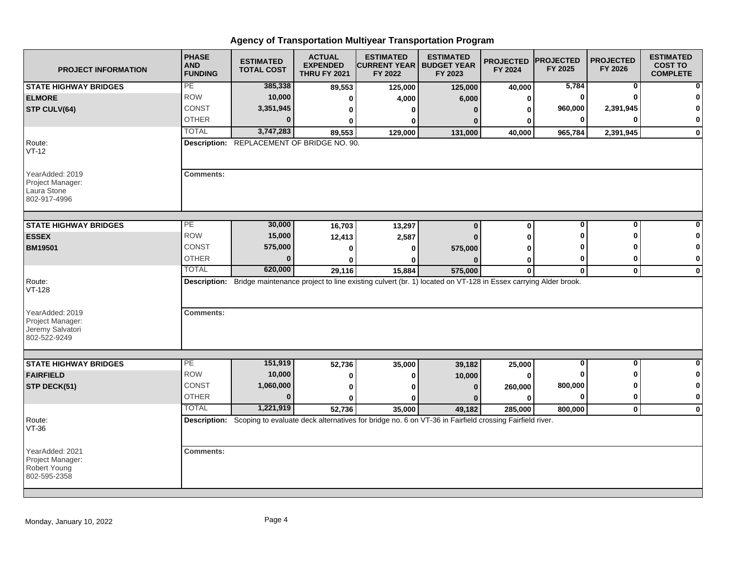## Agency of Transportation Multiyear Transportation Program

| PROJECT INFORMATION | PHASE AND FUNDING | ESTIMATED TOTAL COST | ACTUAL EXPENDED THRU FY 2021 | ESTIMATED CURRENT YEAR FY 2022 | ESTIMATED BUDGET YEAR FY 2023 | PROJECTED FY 2024 | PROJECTED FY 2025 | PROJECTED FY 2026 | ESTIMATED COST TO COMPLETE |
|---|---|---|---|---|---|---|---|---|---|
| **STATE HIGHWAY BRIDGES** | PE | 385,338 | 89,553 | 125,000 | 125,000 | 40,000 | 5,784 | 0 | 0 |
| **ELMORE** | ROW | 10,000 | 0 | 4,000 | 6,000 | 0 | 0 | 0 | 0 |
| **STP CULV(64)** | CONST | 3,351,945 | 0 | 0 | 0 | 0 | 960,000 | 2,391,945 | 0 |
| | OTHER | 0 | 0 | 0 | 0 | 0 | 0 | 0 | 0 |
| | TOTAL | 3,747,283 | 89,553 | 129,000 | 131,000 | 40,000 | 965,784 | 2,391,945 | 0 |
| Route: VT-12 | **Description:** REPLACEMENT OF BRIDGE NO. 90. | | | | | | | | |
| YearAdded: 2019<br>Project Manager:<br>Laura Stone<br>802-917-4996 | **Comments:** | | | | | | | | |
| **STATE HIGHWAY BRIDGES** | PE | 30,000 | 16,703 | 13,297 | 0 | 0 | 0 | 0 | 0 |
| **ESSEX** | ROW | 15,000 | 12,413 | 2,587 | 0 | 0 | 0 | 0 | 0 |
| **BM19501** | CONST | 575,000 | 0 | 0 | 575,000 | 0 | 0 | 0 | 0 |
| | OTHER | 0 | 0 | 0 | 0 | 0 | 0 | 0 | 0 |
| | TOTAL | 620,000 | 29,116 | 15,884 | 575,000 | 0 | 0 | 0 | 0 |
| Route: VT-128 | **Description:** Bridge maintenance project to line existing culvert (br. 1) located on VT-128 in Essex carrying Alder brook. | | | | | | | | |
| YearAdded: 2019<br>Project Manager:<br>Jeremy Salvatori<br>802-522-9249 | **Comments:** | | | | | | | | |
| **STATE HIGHWAY BRIDGES** | PE | 151,919 | 52,736 | 35,000 | 39,182 | 25,000 | 0 | 0 | 0 |
| **FAIRFIELD** | ROW | 10,000 | 0 | 0 | 10,000 | 0 | 0 | 0 | 0 |
| **STP DECK(51)** | CONST | 1,060,000 | 0 | 0 | 0 | 260,000 | 800,000 | 0 | 0 |
| | OTHER | 0 | 0 | 0 | 0 | 0 | 0 | 0 | 0 |
| | TOTAL | 1,221,919 | 52,736 | 35,000 | 49,182 | 285,000 | 800,000 | 0 | 0 |
| Route: VT-36 | **Description:** Scoping to evaluate deck alternatives for bridge no. 6 on VT-36 in Fairfield crossing Fairfield river. | | | | | | | | |
| YearAdded: 2021<br>Project Manager:<br>Robert Young<br>802-595-2358 | **Comments:** | | | | | | | | |

Monday, January 10, 2022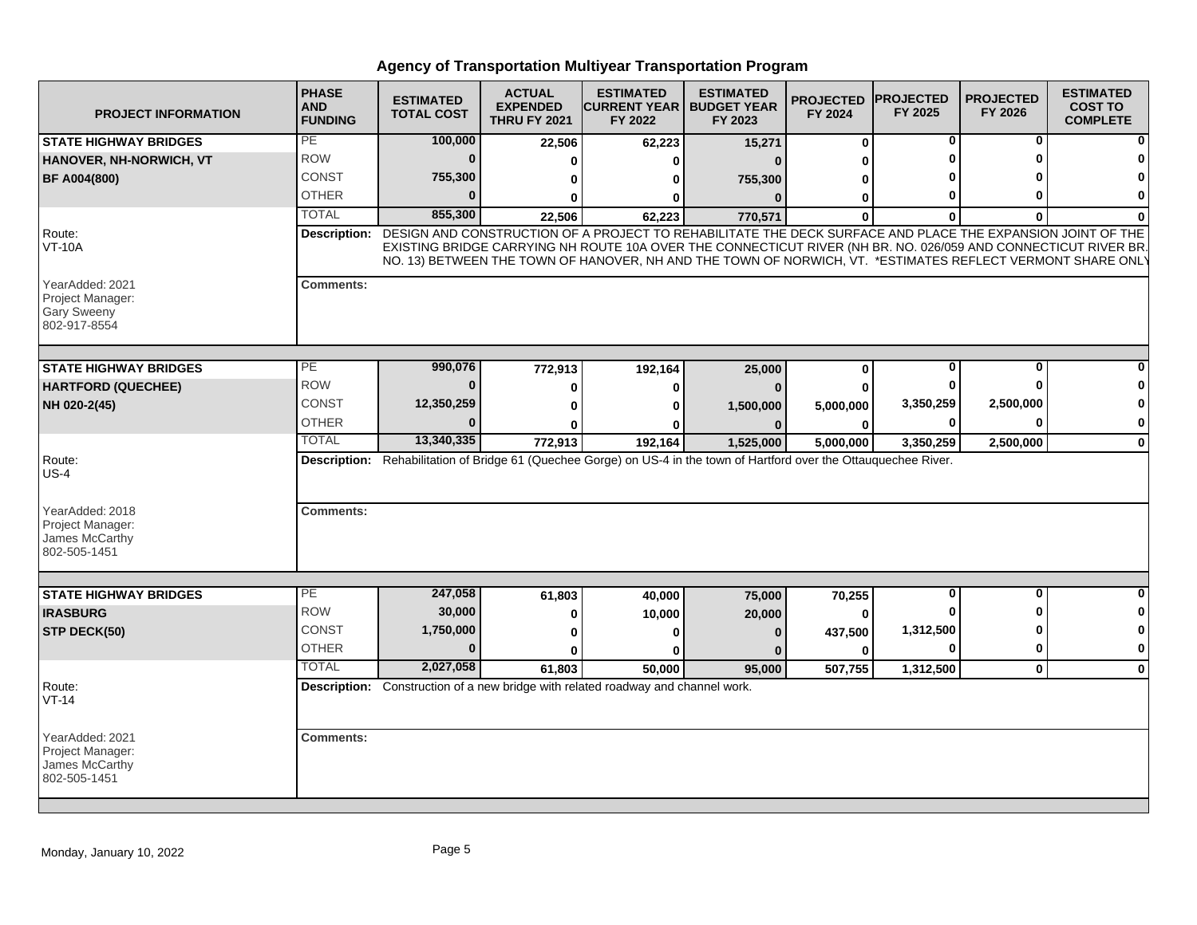# Agency of Transportation Multiyear Transportation Program

| PROJECT INFORMATION | PHASE AND FUNDING | ESTIMATED TOTAL COST | ACTUAL EXPENDED THRU FY 2021 | ESTIMATED CURRENT YEAR FY 2022 | ESTIMATED BUDGET YEAR FY 2023 | PROJECTED FY 2024 | PROJECTED FY 2025 | PROJECTED FY 2026 | ESTIMATED COST TO COMPLETE |
|---|---|---|---|---|---|---|---|---|---|
| **STATE HIGHWAY BRIDGES** | PE | 100,000 | 22,506 | 62,223 | 15,271 | 0 | 0 | 0 | 0 |
| **HANOVER, NH-NORWICH, VT** | ROW | 0 | 0 | 0 | 0 | 0 | 0 | 0 | 0 |
| **BF A004(800)** | CONST | 755,300 | 0 | 0 | 755,300 | 0 | 0 | 0 | 0 |
| | OTHER | 0 | 0 | 0 | 0 | 0 | 0 | 0 | 0 |
| | TOTAL | 855,300 | 22,506 | 62,223 | 770,571 | 0 | 0 | 0 | 0 |
| Route: VT-10A | **Description:** | DESIGN AND CONSTRUCTION OF A PROJECT TO REHABILITATE THE DECK SURFACE AND PLACE THE EXPANSION JOINT OF THE EXISTING BRIDGE CARRYING NH ROUTE 10A OVER THE CONNECTICUT RIVER (NH BR. NO. 026/059 AND CONNECTICUT RIVER BR. NO. 13) BETWEEN THE TOWN OF HANOVER, NH AND THE TOWN OF NORWICH, VT. *ESTIMATES REFLECT VERMONT SHARE ONLY | | | | | | | |
| YearAdded: 2021 Project Manager: Gary Sweeny 802-917-8554 | **Comments:** | | | | | | | | |
| **STATE HIGHWAY BRIDGES** | PE | 990,076 | 772,913 | 192,164 | 25,000 | 0 | 0 | 0 | 0 |
| **HARTFORD (QUECHEE)** | ROW | 0 | 0 | 0 | 0 | 0 | 0 | 0 | 0 |
| **NH 020-2(45)** | CONST | 12,350,259 | 0 | 0 | 1,500,000 | 5,000,000 | 3,350,259 | 2,500,000 | 0 |
| | OTHER | 0 | 0 | 0 | 0 | 0 | 0 | 0 | 0 |
| | TOTAL | 13,340,335 | 772,913 | 192,164 | 1,525,000 | 5,000,000 | 3,350,259 | 2,500,000 | 0 |
| Route: US-4 | **Description:** | Rehabilitation of Bridge 61 (Quechee Gorge) on US-4 in the town of Hartford over the Ottauquechee River. | | | | | | | |
| YearAdded: 2018 Project Manager: James McCarthy 802-505-1451 | **Comments:** | | | | | | | | |
| **STATE HIGHWAY BRIDGES** | PE | 247,058 | 61,803 | 40,000 | 75,000 | 70,255 | 0 | 0 | 0 |
| **IRASBURG** | ROW | 30,000 | 0 | 10,000 | 20,000 | 0 | 0 | 0 | 0 |
| **STP DECK(50)** | CONST | 1,750,000 | 0 | 0 | 0 | 437,500 | 1,312,500 | 0 | 0 |
| | OTHER | 0 | 0 | 0 | 0 | 0 | 0 | 0 | 0 |
| | TOTAL | 2,027,058 | 61,803 | 50,000 | 95,000 | 507,755 | 1,312,500 | 0 | 0 |
| Route: VT-14 | **Description:** | Construction of a new bridge with related roadway and channel work. | | | | | | | |
| YearAdded: 2021 Project Manager: James McCarthy 802-505-1451 | **Comments:** | | | | | | | | |

Monday, January 10, 2022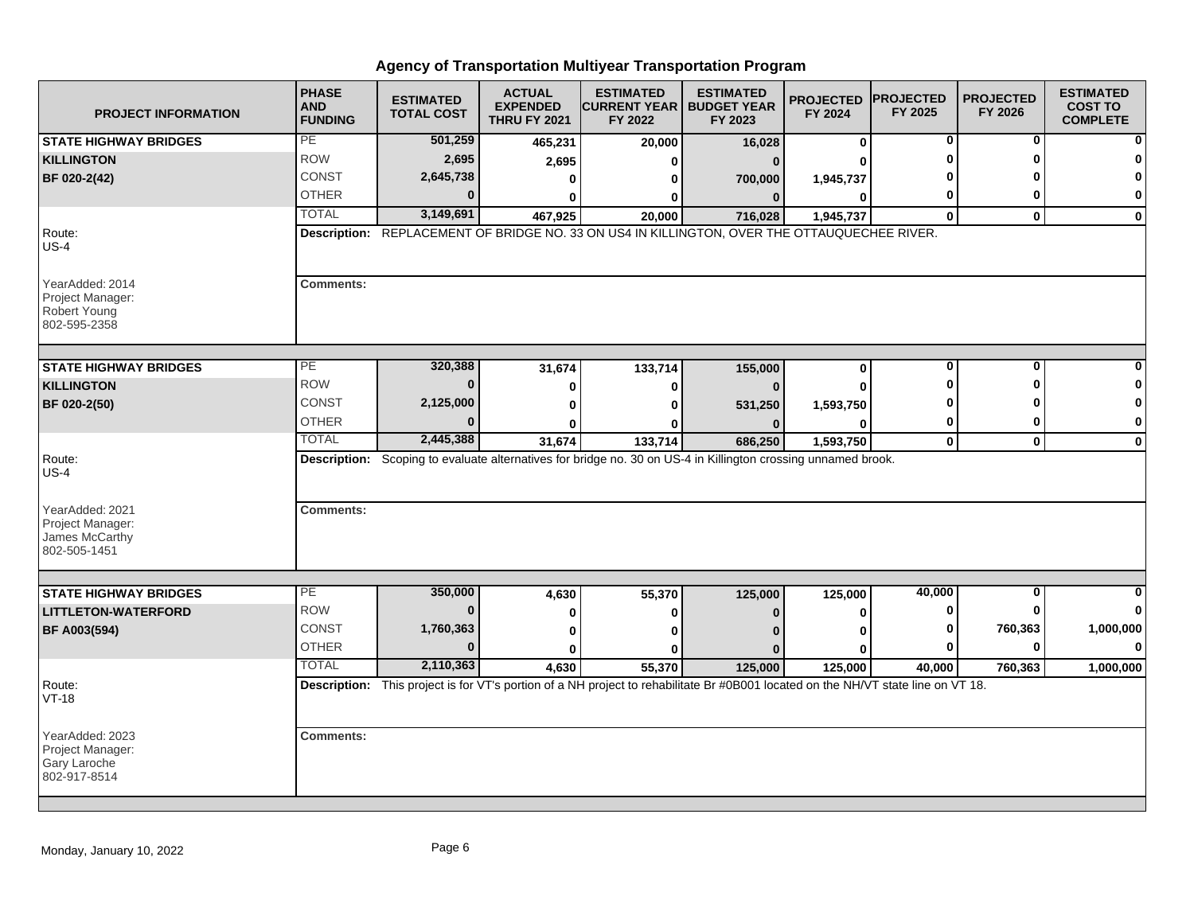# Agency of Transportation Multiyear Transportation Program

| PROJECT INFORMATION | PHASE AND FUNDING | ESTIMATED TOTAL COST | ACTUAL EXPENDED THRU FY 2021 | ESTIMATED CURRENT YEAR FY 2022 | ESTIMATED BUDGET YEAR FY 2023 | PROJECTED FY 2024 | PROJECTED FY 2025 | PROJECTED FY 2026 | ESTIMATED COST TO COMPLETE |
|---|---|---|---|---|---|---|---|---|---|
| **STATE HIGHWAY BRIDGES** | PE | 501,259 | 465,231 | 20,000 | 16,028 | 0 | 0 | 0 | 0 |
| **KILLINGTON** | ROW | 2,695 | 2,695 | 0 | 0 | 0 | 0 | 0 | 0 |
| **BF 020-2(42)** | CONST | 2,645,738 | 0 | 0 | 700,000 | 1,945,737 | 0 | 0 | 0 |
| | OTHER | 0 | 0 | 0 | 0 | 0 | 0 | 0 | 0 |
| | TOTAL | 3,149,691 | 467,925 | 20,000 | 716,028 | 1,945,737 | 0 | 0 | 0 |
| Route: US-4 | **Description:** REPLACEMENT OF BRIDGE NO. 33 ON US4 IN KILLINGTON, OVER THE OTTAUQUECHEE RIVER. | | | | | | | | |
| YearAdded: 2014 Project Manager: Robert Young 802-595-2358 | **Comments:** | | | | | | | | |
| **STATE HIGHWAY BRIDGES** | PE | 320,388 | 31,674 | 133,714 | 155,000 | 0 | 0 | 0 | 0 |
| **KILLINGTON** | ROW | 0 | 0 | 0 | 0 | 0 | 0 | 0 | 0 |
| **BF 020-2(50)** | CONST | 2,125,000 | 0 | 0 | 531,250 | 1,593,750 | 0 | 0 | 0 |
| | OTHER | 0 | 0 | 0 | 0 | 0 | 0 | 0 | 0 |
| | TOTAL | 2,445,388 | 31,674 | 133,714 | 686,250 | 1,593,750 | 0 | 0 | 0 |
| Route: US-4 | **Description:** Scoping to evaluate alternatives for bridge no. 30 on US-4 in Killington crossing unnamed brook. | | | | | | | | |
| YearAdded: 2021 Project Manager: James McCarthy 802-505-1451 | **Comments:** | | | | | | | | |
| **STATE HIGHWAY BRIDGES** | PE | 350,000 | 4,630 | 55,370 | 125,000 | 125,000 | 40,000 | 0 | 0 |
| **LITTLETON-WATERFORD** | ROW | 0 | 0 | 0 | 0 | 0 | 0 | 0 | 0 |
| **BF A003(594)** | CONST | 1,760,363 | 0 | 0 | 0 | 0 | 0 | 760,363 | 1,000,000 |
| | OTHER | 0 | 0 | 0 | 0 | 0 | 0 | 0 | 0 |
| | TOTAL | 2,110,363 | 4,630 | 55,370 | 125,000 | 125,000 | 40,000 | 760,363 | 1,000,000 |
| Route: VT-18 | **Description:** This project is for VT's portion of a NH project to rehabilitate Br #0B001 located on the NH/VT state line on VT 18. | | | | | | | | |
| YearAdded: 2023 Project Manager: Gary Laroche 802-917-8514 | **Comments:** | | | | | | | | |

Monday, January 10, 2022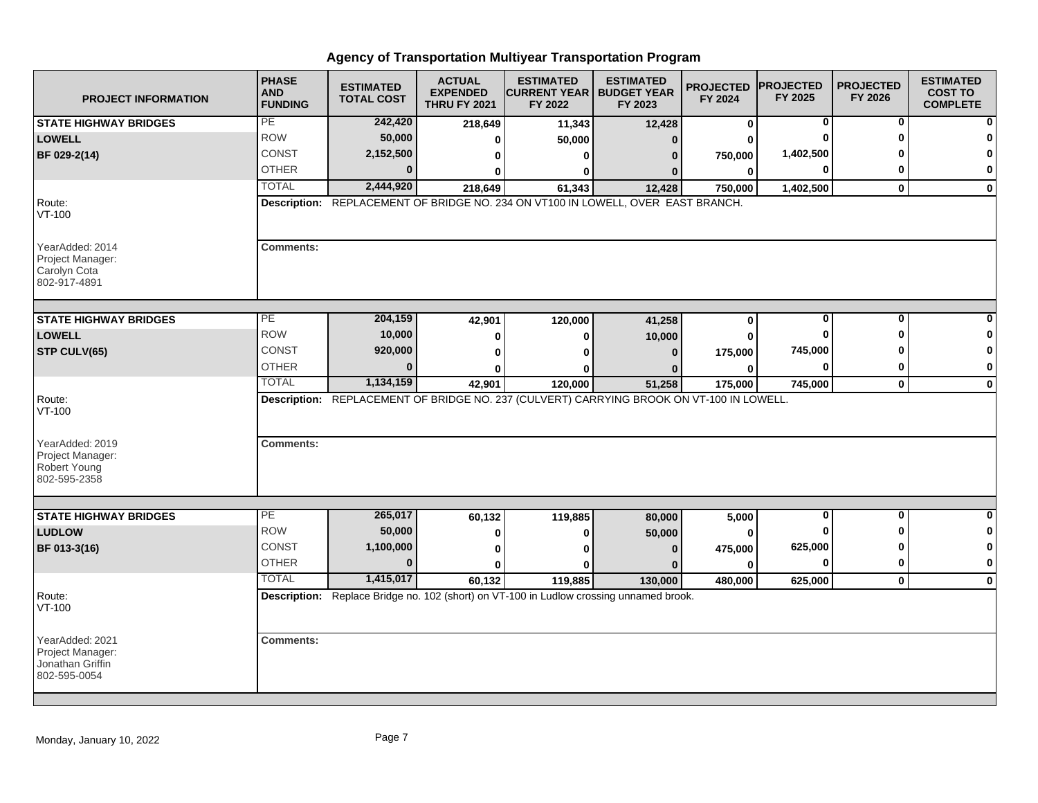## Agency of Transportation Multiyear Transportation Program

| PROJECT INFORMATION | PHASE AND FUNDING | ESTIMATED TOTAL COST | ACTUAL EXPENDED THRU FY 2021 | ESTIMATED CURRENT YEAR FY 2022 | ESTIMATED BUDGET YEAR FY 2023 | PROJECTED FY 2024 | PROJECTED FY 2025 | PROJECTED FY 2026 | ESTIMATED COST TO COMPLETE |
|---|---|---|---|---|---|---|---|---|---|
| **STATE HIGHWAY BRIDGES** | PE | 242,420 | 218,649 | 11,343 | 12,428 | 0 | 0 | 0 | 0 |
| **LOWELL** | ROW | 50,000 | 0 | 50,000 | 0 | 0 | 0 | 0 | 0 |
| **BF 029-2(14)** | CONST | 2,152,500 | 0 | 0 | 0 | 750,000 | 1,402,500 | 0 | 0 |
| | OTHER | 0 | 0 | 0 | 0 | 0 | 0 | 0 | 0 |
| | TOTAL | 2,444,920 | 218,649 | 61,343 | 12,428 | 750,000 | 1,402,500 | 0 | 0 |
| Route: VT-100 | **Description:** REPLACEMENT OF BRIDGE NO. 234 ON VT100 IN LOWELL, OVER EAST BRANCH. | | | | | | | | |
| YearAdded: 2014<br>Project Manager:<br>Carolyn Cota<br>802-917-4891 | **Comments:** | | | | | | | | |
| **STATE HIGHWAY BRIDGES** | PE | 204,159 | 42,901 | 120,000 | 41,258 | 0 | 0 | 0 | 0 |
| **LOWELL** | ROW | 10,000 | 0 | 0 | 10,000 | 0 | 0 | 0 | 0 |
| **STP CULV(65)** | CONST | 920,000 | 0 | 0 | 0 | 175,000 | 745,000 | 0 | 0 |
| | OTHER | 0 | 0 | 0 | 0 | 0 | 0 | 0 | 0 |
| | TOTAL | 1,134,159 | 42,901 | 120,000 | 51,258 | 175,000 | 745,000 | 0 | 0 |
| Route: VT-100 | **Description:** REPLACEMENT OF BRIDGE NO. 237 (CULVERT) CARRYING BROOK ON VT-100 IN LOWELL. | | | | | | | | |
| YearAdded: 2019<br>Project Manager:<br>Robert Young<br>802-595-2358 | **Comments:** | | | | | | | | |
| **STATE HIGHWAY BRIDGES** | PE | 265,017 | 60,132 | 119,885 | 80,000 | 5,000 | 0 | 0 | 0 |
| **LUDLOW** | ROW | 50,000 | 0 | 0 | 50,000 | 0 | 0 | 0 | 0 |
| **BF 013-3(16)** | CONST | 1,100,000 | 0 | 0 | 0 | 475,000 | 625,000 | 0 | 0 |
| | OTHER | 0 | 0 | 0 | 0 | 0 | 0 | 0 | 0 |
| | TOTAL | 1,415,017 | 60,132 | 119,885 | 130,000 | 480,000 | 625,000 | 0 | 0 |
| Route: VT-100 | **Description:** Replace Bridge no. 102 (short) on VT-100 in Ludlow crossing unnamed brook. | | | | | | | | |
| YearAdded: 2021<br>Project Manager:<br>Jonathan Griffin<br>802-595-0054 | **Comments:** | | | | | | | | |

Monday, January 10, 2022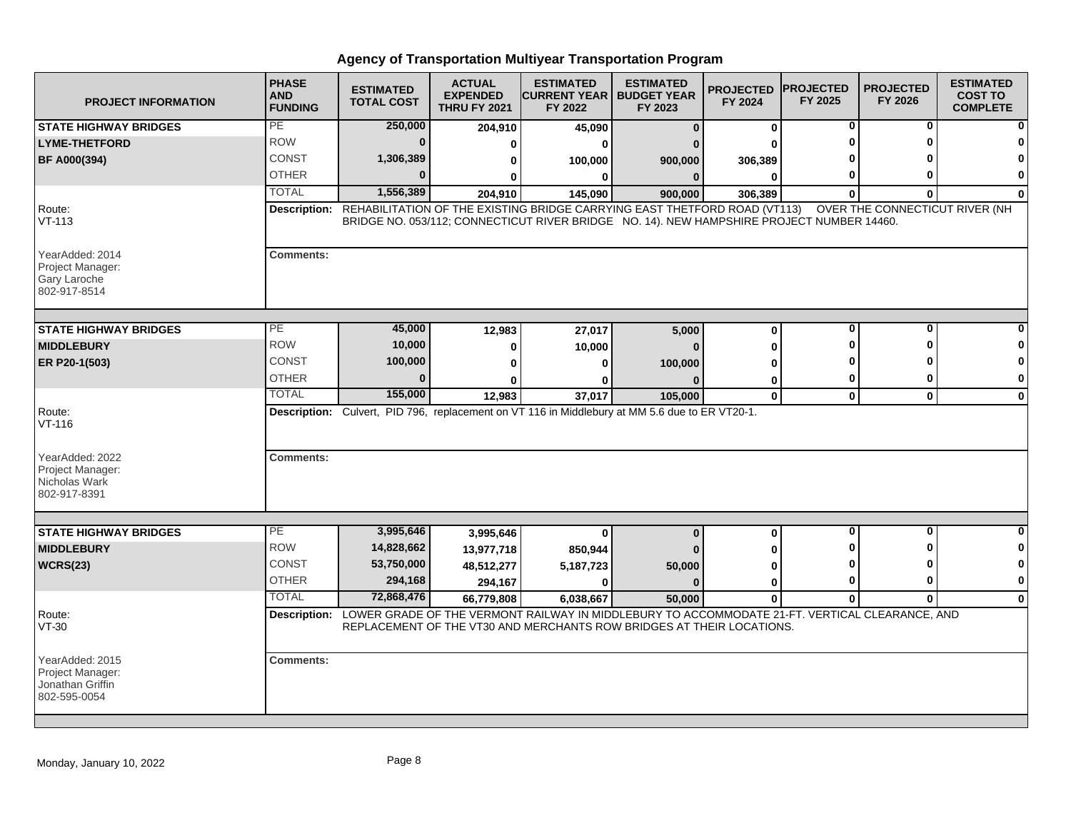# Agency of Transportation Multiyear Transportation Program

| PROJECT INFORMATION | PHASE AND FUNDING | ESTIMATED TOTAL COST | ACTUAL EXPENDED THRU FY 2021 | ESTIMATED CURRENT YEAR FY 2022 | ESTIMATED BUDGET YEAR FY 2023 | PROJECTED FY 2024 | PROJECTED FY 2025 | PROJECTED FY 2026 | ESTIMATED COST TO COMPLETE |
|---|---|---|---|---|---|---|---|---|---|
| **STATE HIGHWAY BRIDGES** | PE | 250,000 | 204,910 | 45,090 | 0 | 0 | 0 | 0 | 0 |
| **LYME-THETFORD** | ROW | 0 | 0 | 0 | 0 | 0 | 0 | 0 | 0 |
| **BF A000(394)** | CONST | 1,306,389 | 0 | 100,000 | 900,000 | 306,389 | 0 | 0 | 0 |
| | OTHER | 0 | 0 | 0 | 0 | 0 | 0 | 0 | 0 |
| | TOTAL | 1,556,389 | 204,910 | 145,090 | 900,000 | 306,389 | 0 | 0 | 0 |

Route: VT-113

**Description:** REHABILITATION OF THE EXISTING BRIDGE CARRYING EAST THETFORD ROAD (VT113) OVER THE CONNECTICUT RIVER (NH BRIDGE NO. 053/112; CONNECTICUT RIVER BRIDGE NO. 14). NEW HAMPSHIRE PROJECT NUMBER 14460.

YearAdded: 2014
Project Manager: Gary Laroche
802-917-8514

**Comments:**

| PROJECT INFORMATION | PHASE AND FUNDING | ESTIMATED TOTAL COST | ACTUAL EXPENDED THRU FY 2021 | ESTIMATED CURRENT YEAR FY 2022 | ESTIMATED BUDGET YEAR FY 2023 | PROJECTED FY 2024 | PROJECTED FY 2025 | PROJECTED FY 2026 | ESTIMATED COST TO COMPLETE |
|---|---|---|---|---|---|---|---|---|---|
| **STATE HIGHWAY BRIDGES** | PE | 45,000 | 12,983 | 27,017 | 5,000 | 0 | 0 | 0 | 0 |
| **MIDDLEBURY** | ROW | 10,000 | 0 | 10,000 | 0 | 0 | 0 | 0 | 0 |
| **ER P20-1(503)** | CONST | 100,000 | 0 | 0 | 100,000 | 0 | 0 | 0 | 0 |
| | OTHER | 0 | 0 | 0 | 0 | 0 | 0 | 0 | 0 |
| | TOTAL | 155,000 | 12,983 | 37,017 | 105,000 | 0 | 0 | 0 | 0 |

Route: VT-116

**Description:** Culvert, PID 796, replacement on VT 116 in Middlebury at MM 5.6 due to ER VT20-1.

YearAdded: 2022
Project Manager: Nicholas Wark
802-917-8391

**Comments:**

| PROJECT INFORMATION | PHASE AND FUNDING | ESTIMATED TOTAL COST | ACTUAL EXPENDED THRU FY 2021 | ESTIMATED CURRENT YEAR FY 2022 | ESTIMATED BUDGET YEAR FY 2023 | PROJECTED FY 2024 | PROJECTED FY 2025 | PROJECTED FY 2026 | ESTIMATED COST TO COMPLETE |
|---|---|---|---|---|---|---|---|---|---|
| **STATE HIGHWAY BRIDGES** | PE | 3,995,646 | 3,995,646 | 0 | 0 | 0 | 0 | 0 | 0 |
| **MIDDLEBURY** | ROW | 14,828,662 | 13,977,718 | 850,944 | 0 | 0 | 0 | 0 | 0 |
| **WCRS(23)** | CONST | 53,750,000 | 48,512,277 | 5,187,723 | 50,000 | 0 | 0 | 0 | 0 |
| | OTHER | 294,168 | 294,167 | 0 | 0 | 0 | 0 | 0 | 0 |
| | TOTAL | 72,868,476 | 66,779,808 | 6,038,667 | 50,000 | 0 | 0 | 0 | 0 |

Route: VT-30

**Description:** LOWER GRADE OF THE VERMONT RAILWAY IN MIDDLEBURY TO ACCOMMODATE 21-FT. VERTICAL CLEARANCE, AND REPLACEMENT OF THE VT30 AND MERCHANTS ROW BRIDGES AT THEIR LOCATIONS.

YearAdded: 2015
Project Manager: Jonathan Griffin
802-595-0054

**Comments:**

Monday, January 10, 2022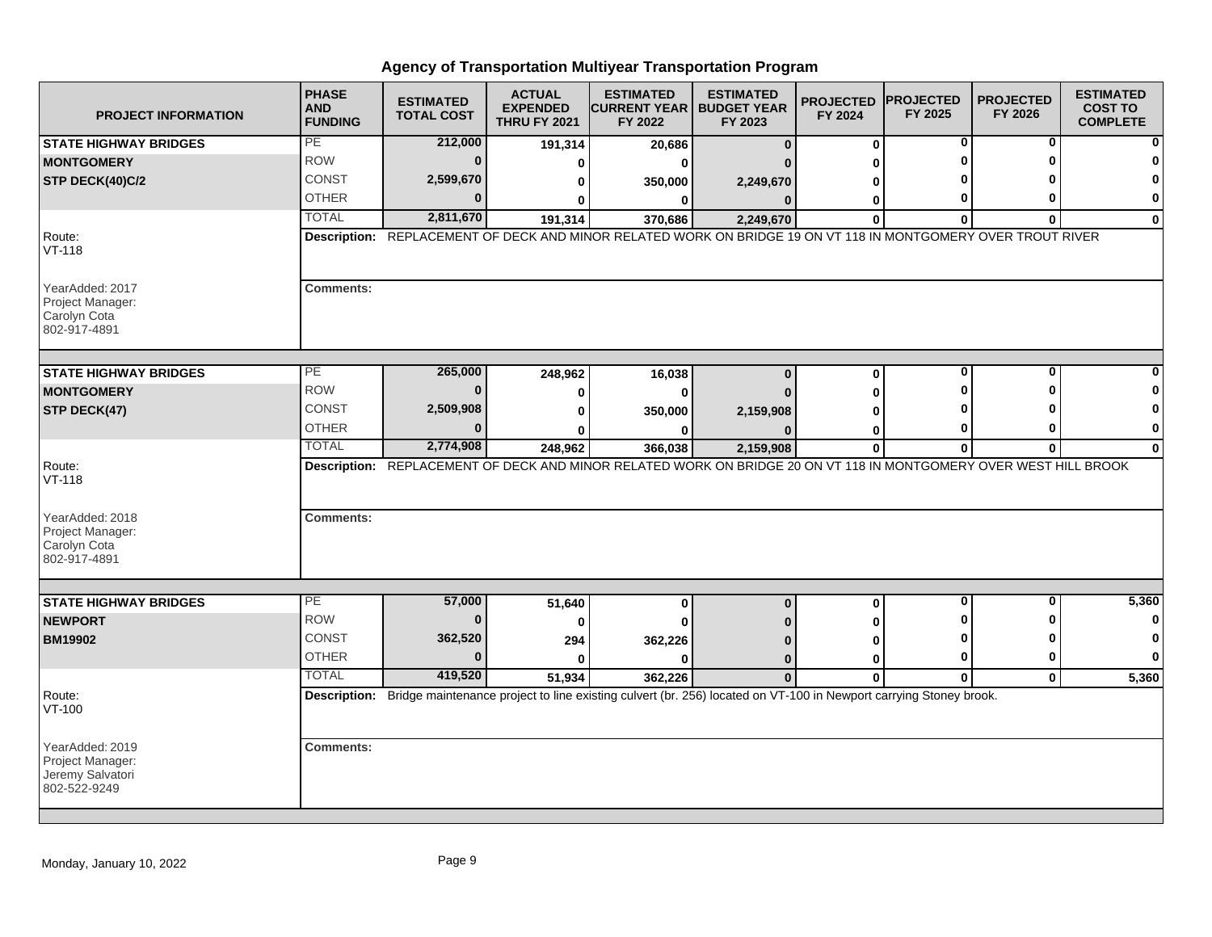## Agency of Transportation Multiyear Transportation Program

| PROJECT INFORMATION | PHASE AND FUNDING | ESTIMATED TOTAL COST | ACTUAL EXPENDED THRU FY 2021 | ESTIMATED CURRENT YEAR FY 2022 | ESTIMATED BUDGET YEAR FY 2023 | PROJECTED FY 2024 | PROJECTED FY 2025 | PROJECTED FY 2026 | ESTIMATED COST TO COMPLETE |
|---|---|---|---|---|---|---|---|---|---|
| **STATE HIGHWAY BRIDGES** | PE | 212,000 | 191,314 | 20,686 | 0 | 0 | 0 | 0 | 0 |
| **MONTGOMERY** | ROW | 0 | 0 | 0 | 0 | 0 | 0 | 0 | 0 |
| **STP DECK(40)C/2** | CONST | 2,599,670 | 0 | 350,000 | 2,249,670 | 0 | 0 | 0 | 0 |
| | OTHER | 0 | 0 | 0 | 0 | 0 | 0 | 0 | 0 |
| | TOTAL | 2,811,670 | 191,314 | 370,686 | 2,249,670 | 0 | 0 | 0 | 0 |

Route: VT-118

**Description:** REPLACEMENT OF DECK AND MINOR RELATED WORK ON BRIDGE 19 ON VT 118 IN MONTGOMERY OVER TROUT RIVER

YearAdded: 2017
Project Manager: Carolyn Cota
802-917-4891

**Comments:**

| PROJECT INFORMATION | PHASE AND FUNDING | ESTIMATED TOTAL COST | ACTUAL EXPENDED THRU FY 2021 | ESTIMATED CURRENT YEAR FY 2022 | ESTIMATED BUDGET YEAR FY 2023 | PROJECTED FY 2024 | PROJECTED FY 2025 | PROJECTED FY 2026 | ESTIMATED COST TO COMPLETE |
|---|---|---|---|---|---|---|---|---|---|
| **STATE HIGHWAY BRIDGES** | PE | 265,000 | 248,962 | 16,038 | 0 | 0 | 0 | 0 | 0 |
| **MONTGOMERY** | ROW | 0 | 0 | 0 | 0 | 0 | 0 | 0 | 0 |
| **STP DECK(47)** | CONST | 2,509,908 | 0 | 350,000 | 2,159,908 | 0 | 0 | 0 | 0 |
| | OTHER | 0 | 0 | 0 | 0 | 0 | 0 | 0 | 0 |
| | TOTAL | 2,774,908 | 248,962 | 366,038 | 2,159,908 | 0 | 0 | 0 | 0 |

Route: VT-118

**Description:** REPLACEMENT OF DECK AND MINOR RELATED WORK ON BRIDGE 20 ON VT 118 IN MONTGOMERY OVER WEST HILL BROOK

YearAdded: 2018
Project Manager: Carolyn Cota
802-917-4891

**Comments:**

| PROJECT INFORMATION | PHASE AND FUNDING | ESTIMATED TOTAL COST | ACTUAL EXPENDED THRU FY 2021 | ESTIMATED CURRENT YEAR FY 2022 | ESTIMATED BUDGET YEAR FY 2023 | PROJECTED FY 2024 | PROJECTED FY 2025 | PROJECTED FY 2026 | ESTIMATED COST TO COMPLETE |
|---|---|---|---|---|---|---|---|---|---|
| **STATE HIGHWAY BRIDGES** | PE | 57,000 | 51,640 | 0 | 0 | 0 | 0 | 0 | 5,360 |
| **NEWPORT** | ROW | 0 | 0 | 0 | 0 | 0 | 0 | 0 | 0 |
| **BM19902** | CONST | 362,520 | 294 | 362,226 | 0 | 0 | 0 | 0 | 0 |
| | OTHER | 0 | 0 | 0 | 0 | 0 | 0 | 0 | 0 |
| | TOTAL | 419,520 | 51,934 | 362,226 | 0 | 0 | 0 | 0 | 5,360 |

Route: VT-100

**Description:** Bridge maintenance project to line existing culvert (br. 256) located on VT-100 in Newport carrying Stoney brook.

YearAdded: 2019
Project Manager: Jeremy Salvatori
802-522-9249

**Comments:**

Monday, January 10, 2022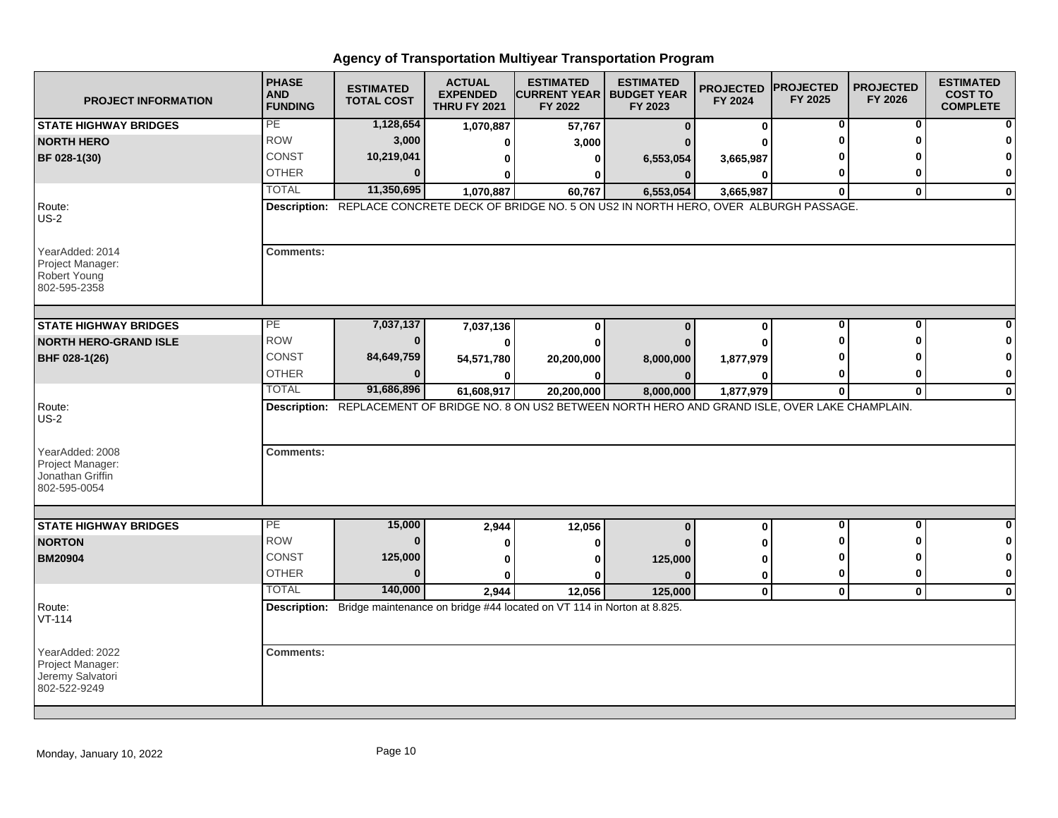# Agency of Transportation Multiyear Transportation Program

| PROJECT INFORMATION | PHASE AND FUNDING | ESTIMATED TOTAL COST | ACTUAL EXPENDED THRU FY 2021 | ESTIMATED CURRENT YEAR FY 2022 | ESTIMATED BUDGET YEAR FY 2023 | PROJECTED FY 2024 | PROJECTED FY 2025 | PROJECTED FY 2026 | ESTIMATED COST TO COMPLETE |
|---|---|---|---|---|---|---|---|---|---|
| **STATE HIGHWAY BRIDGES** | PE | **1,128,654** | **1,070,887** | **57,767** | **0** | **0** | **0** | **0** | **0** |
| **NORTH HERO** | ROW | **3,000** | **0** | **3,000** | **0** | **0** | **0** | **0** | **0** |
| **BF 028-1(30)** | CONST | **10,219,041** | **0** | **0** | **6,553,054** | **3,665,987** | **0** | **0** | **0** |
| | OTHER | **0** | **0** | **0** | **0** | **0** | **0** | **0** | **0** |
| | TOTAL | **11,350,695** | **1,070,887** | **60,767** | **6,553,054** | **3,665,987** | **0** | **0** | **0** |
| Route: US-2 | **Description:** REPLACE CONCRETE DECK OF BRIDGE NO. 5 ON US2 IN NORTH HERO, OVER ALBURGH PASSAGE. | | | | | | | | |
| YearAdded: 2014 Project Manager: Robert Young 802-595-2358 | **Comments:** | | | | | | | | |
| **STATE HIGHWAY BRIDGES** | PE | **7,037,137** | **7,037,136** | **0** | **0** | **0** | **0** | **0** | **0** |
| **NORTH HERO-GRAND ISLE** | ROW | **0** | **0** | **0** | **0** | **0** | **0** | **0** | **0** |
| **BHF 028-1(26)** | CONST | **84,649,759** | **54,571,780** | **20,200,000** | **8,000,000** | **1,877,979** | **0** | **0** | **0** |
| | OTHER | **0** | **0** | **0** | **0** | **0** | **0** | **0** | **0** |
| | TOTAL | **91,686,896** | **61,608,917** | **20,200,000** | **8,000,000** | **1,877,979** | **0** | **0** | **0** |
| Route: US-2 | **Description:** REPLACEMENT OF BRIDGE NO. 8 ON US2 BETWEEN NORTH HERO AND GRAND ISLE, OVER LAKE CHAMPLAIN. | | | | | | | | |
| YearAdded: 2008 Project Manager: Jonathan Griffin 802-595-0054 | **Comments:** | | | | | | | | |
| **STATE HIGHWAY BRIDGES** | PE | **15,000** | **2,944** | **12,056** | **0** | **0** | **0** | **0** | **0** |
| **NORTON** | ROW | **0** | **0** | **0** | **0** | **0** | **0** | **0** | **0** |
| **BM20904** | CONST | **125,000** | **0** | **0** | **125,000** | **0** | **0** | **0** | **0** |
| | OTHER | **0** | **0** | **0** | **0** | **0** | **0** | **0** | **0** |
| | TOTAL | **140,000** | **2,944** | **12,056** | **125,000** | **0** | **0** | **0** | **0** |
| Route: VT-114 | **Description:** Bridge maintenance on bridge #44 located on VT 114 in Norton at 8.825. | | | | | | | | |
| YearAdded: 2022 Project Manager: Jeremy Salvatori 802-522-9249 | **Comments:** | | | | | | | | |

Monday, January 10, 2022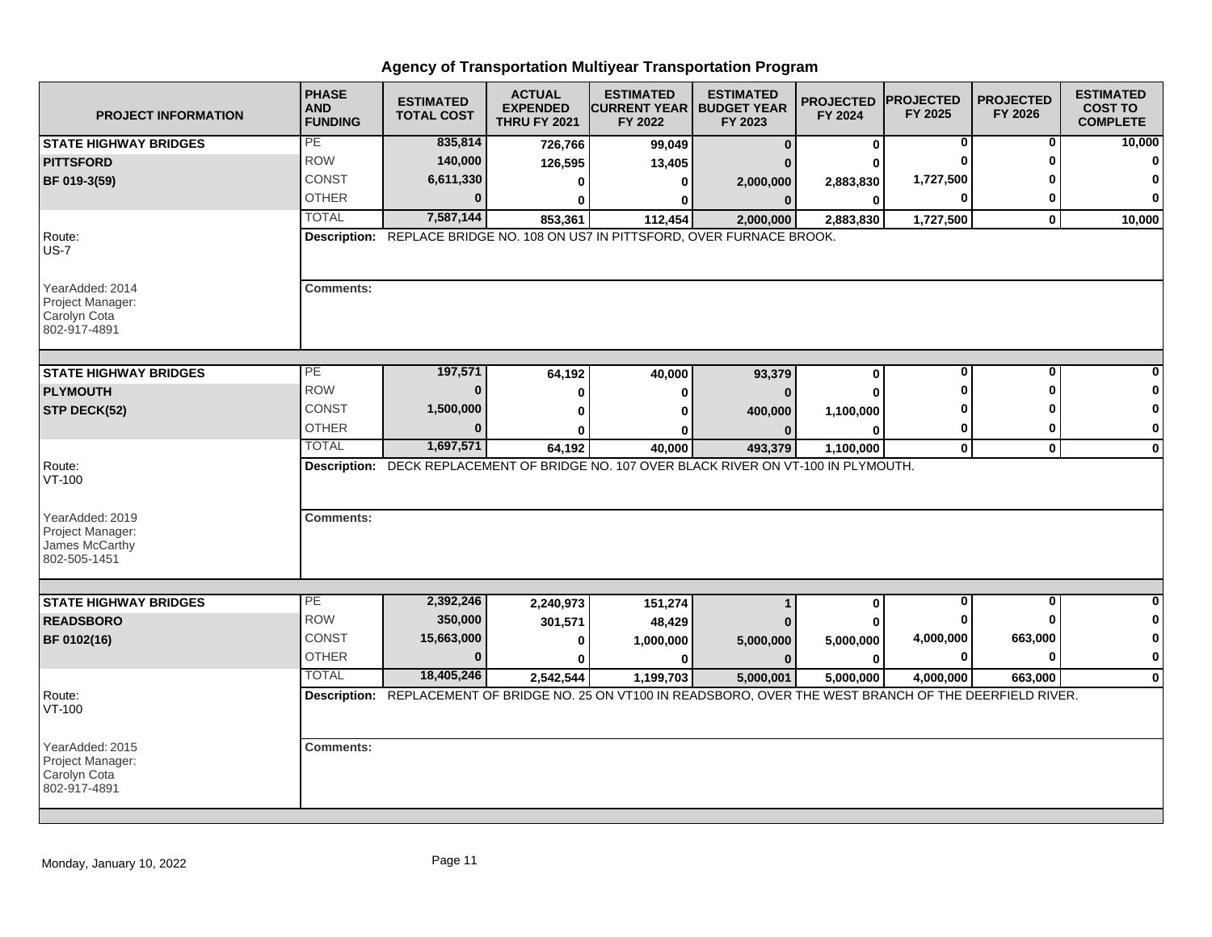# Agency of Transportation Multiyear Transportation Program

| PROJECT INFORMATION | PHASE AND FUNDING | ESTIMATED TOTAL COST | ACTUAL EXPENDED THRU FY 2021 | ESTIMATED CURRENT YEAR FY 2022 | ESTIMATED BUDGET YEAR FY 2023 | PROJECTED FY 2024 | PROJECTED FY 2025 | PROJECTED FY 2026 | ESTIMATED COST TO COMPLETE |
|---|---|---|---|---|---|---|---|---|---|
| **STATE HIGHWAY BRIDGES** | PE | 835,814 | 726,766 | 99,049 | 0 | 0 | 0 | 0 | 10,000 |
| **PITTSFORD** | ROW | 140,000 | 126,595 | 13,405 | 0 | 0 | 0 | 0 | 0 |
| **BF 019-3(59)** | CONST | 6,611,330 | 0 | 0 | 2,000,000 | 2,883,830 | 1,727,500 | 0 | 0 |
| | OTHER | 0 | 0 | 0 | 0 | 0 | 0 | 0 | 0 |
| | TOTAL | 7,587,144 | 853,361 | 112,454 | 2,000,000 | 2,883,830 | 1,727,500 | 0 | 10,000 |
| Route: US-7 | **Description:** REPLACE BRIDGE NO. 108 ON US7 IN PITTSFORD, OVER FURNACE BROOK. | | | | | | | | |
| YearAdded: 2014<br>Project Manager:<br>Carolyn Cota<br>802-917-4891 | **Comments:** | | | | | | | | |
| **STATE HIGHWAY BRIDGES** | PE | 197,571 | 64,192 | 40,000 | 93,379 | 0 | 0 | 0 | 0 |
| **PLYMOUTH** | ROW | 0 | 0 | 0 | 0 | 0 | 0 | 0 | 0 |
| **STP DECK(52)** | CONST | 1,500,000 | 0 | 0 | 400,000 | 1,100,000 | 0 | 0 | 0 |
| | OTHER | 0 | 0 | 0 | 0 | 0 | 0 | 0 | 0 |
| | TOTAL | 1,697,571 | 64,192 | 40,000 | 493,379 | 1,100,000 | 0 | 0 | 0 |
| Route: VT-100 | **Description:** DECK REPLACEMENT OF BRIDGE NO. 107 OVER BLACK RIVER ON VT-100 IN PLYMOUTH. | | | | | | | | |
| YearAdded: 2019<br>Project Manager:<br>James McCarthy<br>802-505-1451 | **Comments:** | | | | | | | | |
| **STATE HIGHWAY BRIDGES** | PE | 2,392,246 | 2,240,973 | 151,274 | 1 | 0 | 0 | 0 | 0 |
| **READSBORO** | ROW | 350,000 | 301,571 | 48,429 | 0 | 0 | 0 | 0 | 0 |
| **BF 0102(16)** | CONST | 15,663,000 | 0 | 1,000,000 | 5,000,000 | 5,000,000 | 4,000,000 | 663,000 | 0 |
| | OTHER | 0 | 0 | 0 | 0 | 0 | 0 | 0 | 0 |
| | TOTAL | 18,405,246 | 2,542,544 | 1,199,703 | 5,000,001 | 5,000,000 | 4,000,000 | 663,000 | 0 |
| Route: VT-100 | **Description:** REPLACEMENT OF BRIDGE NO. 25 ON VT100 IN READSBORO, OVER THE WEST BRANCH OF THE DEERFIELD RIVER. | | | | | | | | |
| YearAdded: 2015<br>Project Manager:<br>Carolyn Cota<br>802-917-4891 | **Comments:** | | | | | | | | |

Monday, January 10, 2022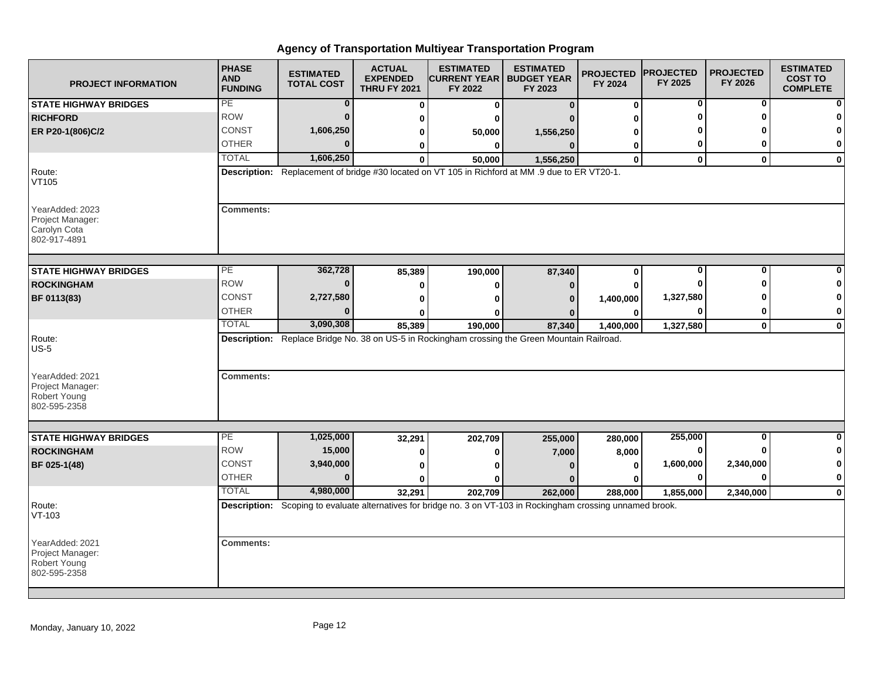# Agency of Transportation Multiyear Transportation Program

| PROJECT INFORMATION | PHASE AND FUNDING | ESTIMATED TOTAL COST | ACTUAL EXPENDED THRU FY 2021 | ESTIMATED CURRENT YEAR FY 2022 | ESTIMATED BUDGET YEAR FY 2023 | PROJECTED FY 2024 | PROJECTED FY 2025 | PROJECTED FY 2026 | ESTIMATED COST TO COMPLETE |
|---|---|---|---|---|---|---|---|---|---|
| **STATE HIGHWAY BRIDGES** | PE | 0 | 0 | 0 | 0 | 0 | 0 | 0 | 0 |
| **RICHFORD** | ROW | 0 | 0 | 0 | 0 | 0 | 0 | 0 | 0 |
| **ER P20-1(806)C/2** | CONST | 1,606,250 | 0 | 50,000 | 1,556,250 | 0 | 0 | 0 | 0 |
| | OTHER | 0 | 0 | 0 | 0 | 0 | 0 | 0 | 0 |
| | TOTAL | 1,606,250 | 0 | 50,000 | 1,556,250 | 0 | 0 | 0 | 0 |

Route: VT105

**Description:** Replacement of bridge #30 located on VT 105 in Richford at MM .9 due to ER VT20-1.

YearAdded: 2023
Project Manager: Carolyn Cota
802-917-4891

**Comments:**

| PROJECT INFORMATION | PHASE AND FUNDING | ESTIMATED TOTAL COST | ACTUAL EXPENDED THRU FY 2021 | ESTIMATED CURRENT YEAR FY 2022 | ESTIMATED BUDGET YEAR FY 2023 | PROJECTED FY 2024 | PROJECTED FY 2025 | PROJECTED FY 2026 | ESTIMATED COST TO COMPLETE |
|---|---|---|---|---|---|---|---|---|---|
| **STATE HIGHWAY BRIDGES** | PE | 362,728 | 85,389 | 190,000 | 87,340 | 0 | 0 | 0 | 0 |
| **ROCKINGHAM** | ROW | 0 | 0 | 0 | 0 | 0 | 0 | 0 | 0 |
| **BF 0113(83)** | CONST | 2,727,580 | 0 | 0 | 0 | 1,400,000 | 1,327,580 | 0 | 0 |
| | OTHER | 0 | 0 | 0 | 0 | 0 | 0 | 0 | 0 |
| | TOTAL | 3,090,308 | 85,389 | 190,000 | 87,340 | 1,400,000 | 1,327,580 | 0 | 0 |

Route: US-5

**Description:** Replace Bridge No. 38 on US-5 in Rockingham crossing the Green Mountain Railroad.

YearAdded: 2021
Project Manager: Robert Young
802-595-2358

**Comments:**

| PROJECT INFORMATION | PHASE AND FUNDING | ESTIMATED TOTAL COST | ACTUAL EXPENDED THRU FY 2021 | ESTIMATED CURRENT YEAR FY 2022 | ESTIMATED BUDGET YEAR FY 2023 | PROJECTED FY 2024 | PROJECTED FY 2025 | PROJECTED FY 2026 | ESTIMATED COST TO COMPLETE |
|---|---|---|---|---|---|---|---|---|---|
| **STATE HIGHWAY BRIDGES** | PE | 1,025,000 | 32,291 | 202,709 | 255,000 | 280,000 | 255,000 | 0 | 0 |
| **ROCKINGHAM** | ROW | 15,000 | 0 | 0 | 7,000 | 8,000 | 0 | 0 | 0 |
| **BF 025-1(48)** | CONST | 3,940,000 | 0 | 0 | 0 | 0 | 1,600,000 | 2,340,000 | 0 |
| | OTHER | 0 | 0 | 0 | 0 | 0 | 0 | 0 | 0 |
| | TOTAL | 4,980,000 | 32,291 | 202,709 | 262,000 | 288,000 | 1,855,000 | 2,340,000 | 0 |

Route: VT-103

**Description:** Scoping to evaluate alternatives for bridge no. 3 on VT-103 in Rockingham crossing unnamed brook.

YearAdded: 2021
Project Manager: Robert Young
802-595-2358

**Comments:**

Monday, January 10, 2022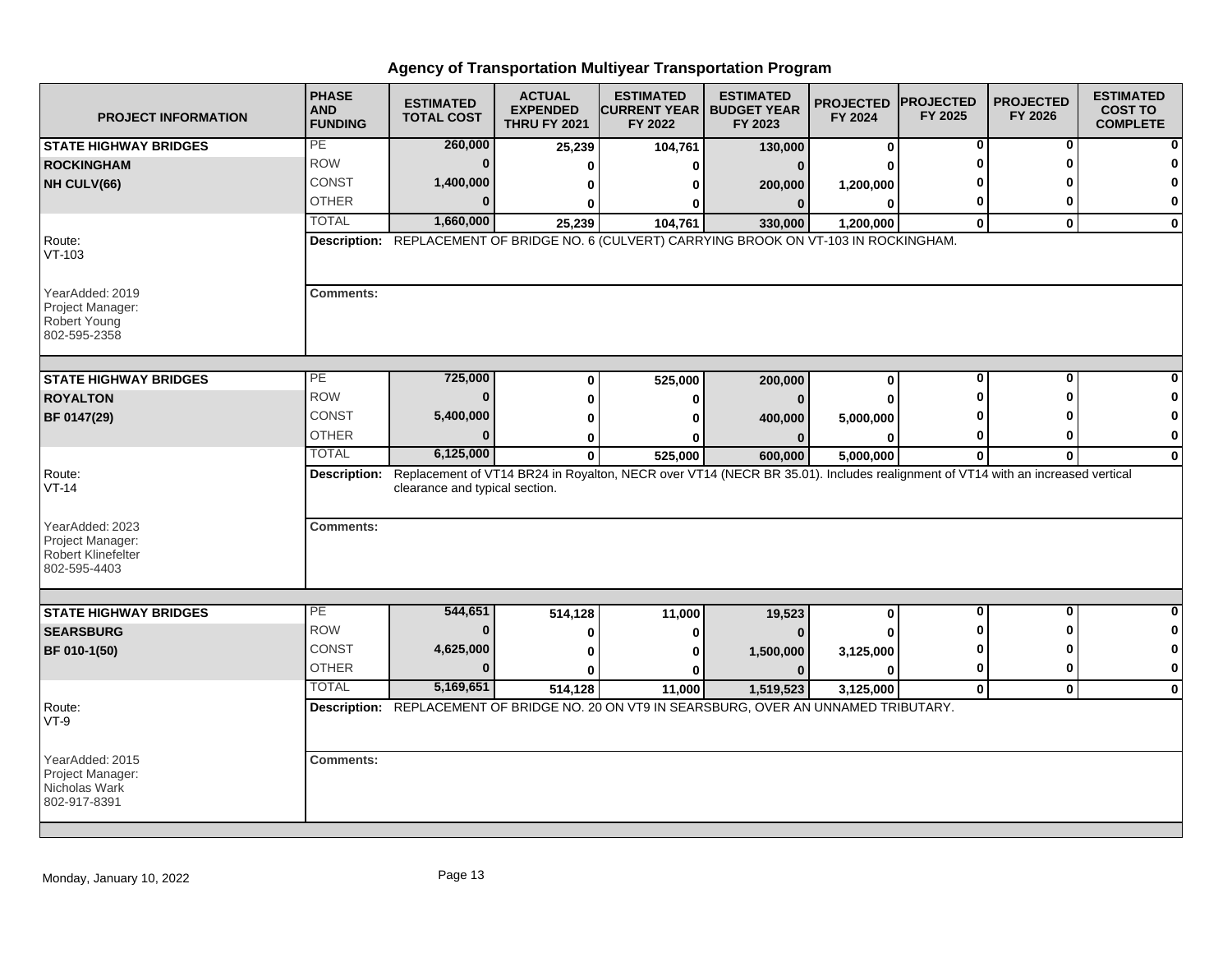# Agency of Transportation Multiyear Transportation Program

| PROJECT INFORMATION | PHASE AND FUNDING | ESTIMATED TOTAL COST | ACTUAL EXPENDED THRU FY 2021 | ESTIMATED CURRENT YEAR FY 2022 | ESTIMATED BUDGET YEAR FY 2023 | PROJECTED FY 2024 | PROJECTED FY 2025 | PROJECTED FY 2026 | ESTIMATED COST TO COMPLETE |
|---|---|---|---|---|---|---|---|---|---|
| **STATE HIGHWAY BRIDGES** | PE | 260,000 | 25,239 | 104,761 | 130,000 | 0 | 0 | 0 | 0 |
| **ROCKINGHAM** | ROW | 0 | 0 | 0 | 0 | 0 | 0 | 0 | 0 |
| **NH CULV(66)** | CONST | 1,400,000 | 0 | 0 | 200,000 | 1,200,000 | 0 | 0 | 0 |
| | OTHER | 0 | 0 | 0 | 0 | 0 | 0 | 0 | 0 |
| | TOTAL | 1,660,000 | 25,239 | 104,761 | 330,000 | 1,200,000 | 0 | 0 | 0 |

Route: VT-103

YearAdded: 2019
Project Manager: Robert Young
802-595-2358

**Description:** REPLACEMENT OF BRIDGE NO. 6 (CULVERT) CARRYING BROOK ON VT-103 IN ROCKINGHAM.

**Comments:**

| PROJECT INFORMATION | PHASE AND FUNDING | ESTIMATED TOTAL COST | ACTUAL EXPENDED THRU FY 2021 | ESTIMATED CURRENT YEAR FY 2022 | ESTIMATED BUDGET YEAR FY 2023 | PROJECTED FY 2024 | PROJECTED FY 2025 | PROJECTED FY 2026 | ESTIMATED COST TO COMPLETE |
|---|---|---|---|---|---|---|---|---|---|
| **STATE HIGHWAY BRIDGES** | PE | 725,000 | 0 | 525,000 | 200,000 | 0 | 0 | 0 | 0 |
| **ROYALTON** | ROW | 0 | 0 | 0 | 0 | 0 | 0 | 0 | 0 |
| **BF 0147(29)** | CONST | 5,400,000 | 0 | 0 | 400,000 | 5,000,000 | 0 | 0 | 0 |
| | OTHER | 0 | 0 | 0 | 0 | 0 | 0 | 0 | 0 |
| | TOTAL | 6,125,000 | 0 | 525,000 | 600,000 | 5,000,000 | 0 | 0 | 0 |

Route: VT-14

YearAdded: 2023
Project Manager: Robert Klinefelter
802-595-4403

**Description:** Replacement of VT14 BR24 in Royalton, NECR over VT14 (NECR BR 35.01). Includes realignment of VT14 with an increased vertical clearance and typical section.

**Comments:**

| PROJECT INFORMATION | PHASE AND FUNDING | ESTIMATED TOTAL COST | ACTUAL EXPENDED THRU FY 2021 | ESTIMATED CURRENT YEAR FY 2022 | ESTIMATED BUDGET YEAR FY 2023 | PROJECTED FY 2024 | PROJECTED FY 2025 | PROJECTED FY 2026 | ESTIMATED COST TO COMPLETE |
|---|---|---|---|---|---|---|---|---|---|
| **STATE HIGHWAY BRIDGES** | PE | 544,651 | 514,128 | 11,000 | 19,523 | 0 | 0 | 0 | 0 |
| **SEARSBURG** | ROW | 0 | 0 | 0 | 0 | 0 | 0 | 0 | 0 |
| **BF 010-1(50)** | CONST | 4,625,000 | 0 | 0 | 1,500,000 | 3,125,000 | 0 | 0 | 0 |
| | OTHER | 0 | 0 | 0 | 0 | 0 | 0 | 0 | 0 |
| | TOTAL | 5,169,651 | 514,128 | 11,000 | 1,519,523 | 3,125,000 | 0 | 0 | 0 |

Route: VT-9

YearAdded: 2015
Project Manager: Nicholas Wark
802-917-8391

**Description:** REPLACEMENT OF BRIDGE NO. 20 ON VT9 IN SEARSBURG, OVER AN UNNAMED TRIBUTARY.

**Comments:**

Monday, January 10, 2022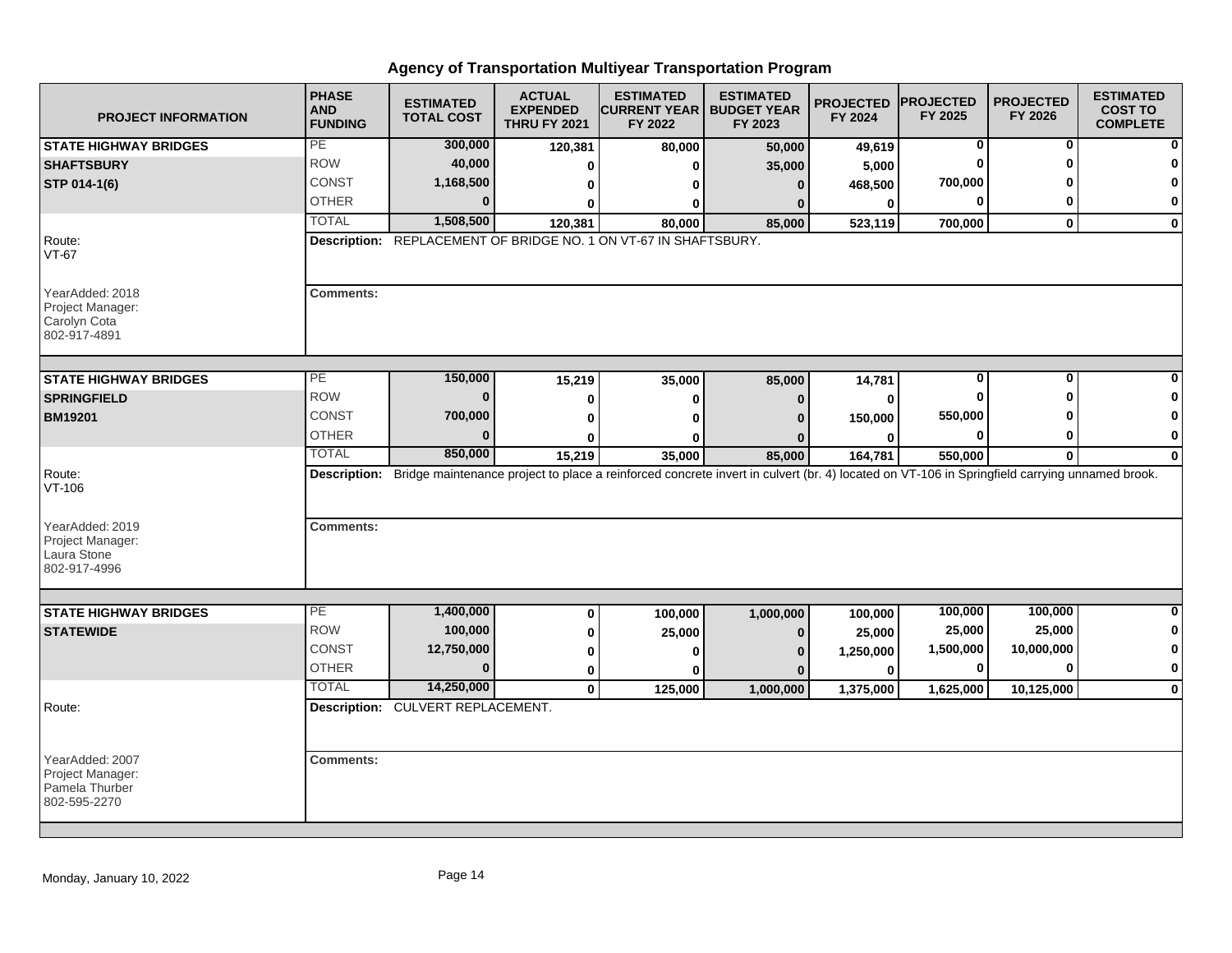# Agency of Transportation Multiyear Transportation Program

| PROJECT INFORMATION | PHASE AND FUNDING | ESTIMATED TOTAL COST | ACTUAL EXPENDED THRU FY 2021 | ESTIMATED CURRENT YEAR FY 2022 | ESTIMATED BUDGET YEAR FY 2023 | PROJECTED FY 2024 | PROJECTED FY 2025 | PROJECTED FY 2026 | ESTIMATED COST TO COMPLETE |
|---|---|---|---|---|---|---|---|---|---|
| **STATE HIGHWAY BRIDGES** | PE | 300,000 | 120,381 | 80,000 | 50,000 | 49,619 | 0 | 0 | 0 |
| **SHAFTSBURY** | ROW | 40,000 | 0 | 0 | 35,000 | 5,000 | 0 | 0 | 0 |
| **STP 014-1(6)** | CONST | 1,168,500 | 0 | 0 | 0 | 468,500 | 700,000 | 0 | 0 |
| | OTHER | 0 | 0 | 0 | 0 | 0 | 0 | 0 | 0 |
| | TOTAL | 1,508,500 | 120,381 | 80,000 | 85,000 | 523,119 | 700,000 | 0 | 0 |
| Route: VT-67 | **Description:** REPLACEMENT OF BRIDGE NO. 1 ON VT-67 IN SHAFTSBURY. | | | | | | | | |
| YearAdded: 2018<br>Project Manager:<br>Carolyn Cota<br>802-917-4891 | **Comments:** | | | | | | | | |
| **STATE HIGHWAY BRIDGES** | PE | 150,000 | 15,219 | 35,000 | 85,000 | 14,781 | 0 | 0 | 0 |
| **SPRINGFIELD** | ROW | 0 | 0 | 0 | 0 | 0 | 0 | 0 | 0 |
| **BM19201** | CONST | 700,000 | 0 | 0 | 0 | 150,000 | 550,000 | 0 | 0 |
| | OTHER | 0 | 0 | 0 | 0 | 0 | 0 | 0 | 0 |
| | TOTAL | 850,000 | 15,219 | 35,000 | 85,000 | 164,781 | 550,000 | 0 | 0 |
| Route: VT-106 | **Description:** Bridge maintenance project to place a reinforced concrete invert in culvert (br. 4) located on VT-106 in Springfield carrying unnamed brook. | | | | | | | | |
| YearAdded: 2019<br>Project Manager:<br>Laura Stone<br>802-917-4996 | **Comments:** | | | | | | | | |
| **STATE HIGHWAY BRIDGES** | PE | 1,400,000 | 0 | 100,000 | 1,000,000 | 100,000 | 100,000 | 100,000 | 0 |
| **STATEWIDE** | ROW | 100,000 | 0 | 25,000 | 0 | 25,000 | 25,000 | 25,000 | 0 |
| | CONST | 12,750,000 | 0 | 0 | 0 | 1,250,000 | 1,500,000 | 10,000,000 | 0 |
| | OTHER | 0 | 0 | 0 | 0 | 0 | 0 | 0 | 0 |
| | TOTAL | 14,250,000 | 0 | 125,000 | 1,000,000 | 1,375,000 | 1,625,000 | 10,125,000 | 0 |
| Route: | **Description:** CULVERT REPLACEMENT. | | | | | | | | |
| YearAdded: 2007<br>Project Manager:<br>Pamela Thurber<br>802-595-2270 | **Comments:** | | | | | | | | |

Monday, January 10, 2022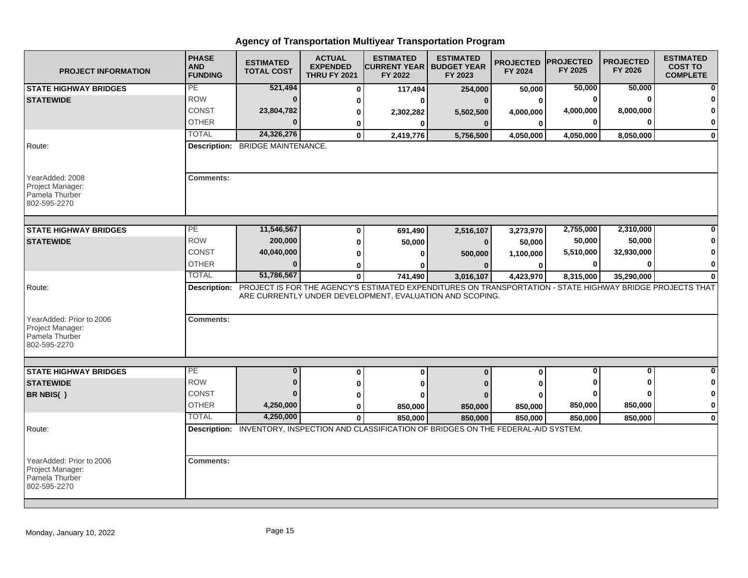# Agency of Transportation Multiyear Transportation Program

| PROJECT INFORMATION | PHASE AND FUNDING | ESTIMATED TOTAL COST | ACTUAL EXPENDED THRU FY 2021 | ESTIMATED CURRENT YEAR FY 2022 | ESTIMATED BUDGET YEAR FY 2023 | PROJECTED FY 2024 | PROJECTED FY 2025 | PROJECTED FY 2026 | ESTIMATED COST TO COMPLETE |
|---|---|---|---|---|---|---|---|---|---|
| **STATE HIGHWAY BRIDGES** | PE | 521,494 | 0 | 117,494 | 254,000 | 50,000 | 50,000 | 50,000 | 0 |
| **STATEWIDE** | ROW | 0 | 0 | 0 | 0 | 0 | 0 | 0 | 0 |
| | CONST | 23,804,782 | 0 | 2,302,282 | 5,502,500 | 4,000,000 | 4,000,000 | 8,000,000 | 0 |
| | OTHER | 0 | 0 | 0 | 0 | 0 | 0 | 0 | 0 |
| | TOTAL | 24,326,276 | 0 | 2,419,776 | 5,756,500 | 4,050,000 | 4,050,000 | 8,050,000 | 0 |
| Route: | **Description:** BRIDGE MAINTENANCE. | | | | | | | | |
| YearAdded: 2008<br>Project Manager:<br>Pamela Thurber<br>802-595-2270 | **Comments:** | | | | | | | | |

| PROJECT INFORMATION | PHASE AND FUNDING | ESTIMATED TOTAL COST | ACTUAL EXPENDED THRU FY 2021 | ESTIMATED CURRENT YEAR FY 2022 | ESTIMATED BUDGET YEAR FY 2023 | PROJECTED FY 2024 | PROJECTED FY 2025 | PROJECTED FY 2026 | ESTIMATED COST TO COMPLETE |
|---|---|---|---|---|---|---|---|---|---|
| **STATE HIGHWAY BRIDGES** | PE | 11,546,567 | 0 | 691,490 | 2,516,107 | 3,273,970 | 2,755,000 | 2,310,000 | 0 |
| **STATEWIDE** | ROW | 200,000 | 0 | 50,000 | 0 | 50,000 | 50,000 | 50,000 | 0 |
| | CONST | 40,040,000 | 0 | 0 | 500,000 | 1,100,000 | 5,510,000 | 32,930,000 | 0 |
| | OTHER | 0 | 0 | 0 | 0 | 0 | 0 | 0 | 0 |
| | TOTAL | 51,786,567 | 0 | 741,490 | 3,016,107 | 4,423,970 | 8,315,000 | 35,290,000 | 0 |
| Route: | **Description:** PROJECT IS FOR THE AGENCY'S ESTIMATED EXPENDITURES ON TRANSPORTATION - STATE HIGHWAY BRIDGE PROJECTS THAT ARE CURRENTLY UNDER DEVELOPMENT, EVALUATION AND SCOPING. | | | | | | | | |
| YearAdded: Prior to 2006<br>Project Manager:<br>Pamela Thurber<br>802-595-2270 | **Comments:** | | | | | | | | |

| PROJECT INFORMATION | PHASE AND FUNDING | ESTIMATED TOTAL COST | ACTUAL EXPENDED THRU FY 2021 | ESTIMATED CURRENT YEAR FY 2022 | ESTIMATED BUDGET YEAR FY 2023 | PROJECTED FY 2024 | PROJECTED FY 2025 | PROJECTED FY 2026 | ESTIMATED COST TO COMPLETE |
|---|---|---|---|---|---|---|---|---|---|
| **STATE HIGHWAY BRIDGES** | PE | 0 | 0 | 0 | 0 | 0 | 0 | 0 | 0 |
| **STATEWIDE** | ROW | 0 | 0 | 0 | 0 | 0 | 0 | 0 | 0 |
| **BR NBIS( )** | CONST | 0 | 0 | 0 | 0 | 0 | 0 | 0 | 0 |
| | OTHER | 4,250,000 | 0 | 850,000 | 850,000 | 850,000 | 850,000 | 850,000 | 0 |
| | TOTAL | 4,250,000 | 0 | 850,000 | 850,000 | 850,000 | 850,000 | 850,000 | 0 |
| Route: | **Description:** INVENTORY, INSPECTION AND CLASSIFICATION OF BRIDGES ON THE FEDERAL-AID SYSTEM. | | | | | | | | |
| YearAdded: Prior to 2006<br>Project Manager:<br>Pamela Thurber<br>802-595-2270 | **Comments:** | | | | | | | | |

Monday, January 10, 2022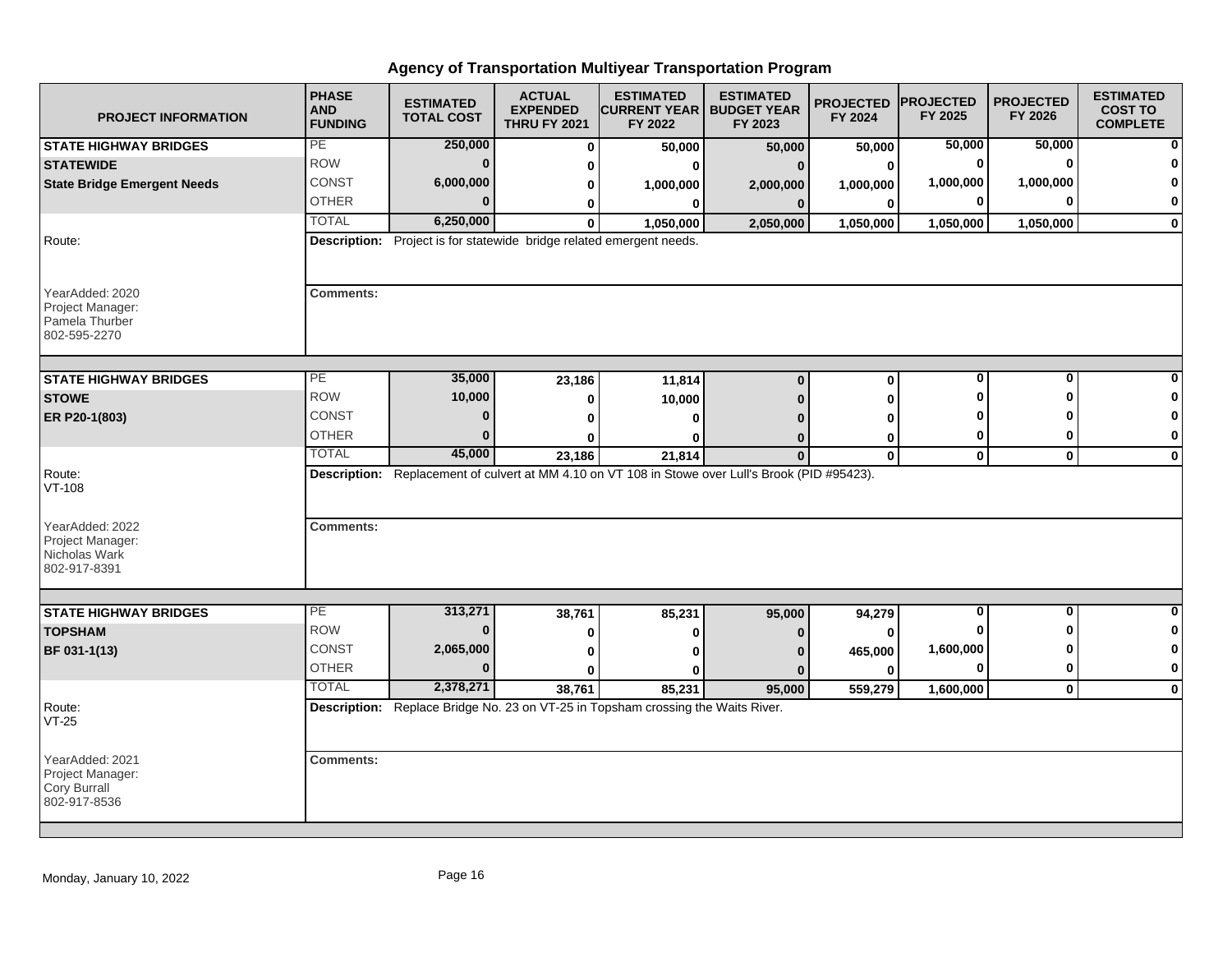# Agency of Transportation Multiyear Transportation Program

| PROJECT INFORMATION | PHASE AND FUNDING | ESTIMATED TOTAL COST | ACTUAL EXPENDED THRU FY 2021 | ESTIMATED CURRENT YEAR FY 2022 | ESTIMATED BUDGET YEAR FY 2023 | PROJECTED FY 2024 | PROJECTED FY 2025 | PROJECTED FY 2026 | ESTIMATED COST TO COMPLETE |
|---|---|---|---|---|---|---|---|---|---|
| **STATE HIGHWAY BRIDGES** | PE | 250,000 | 0 | 50,000 | 50,000 | 50,000 | 50,000 | 50,000 | 0 |
| **STATEWIDE** | ROW | 0 | 0 | 0 | 0 | 0 | 0 | 0 | 0 |
| **State Bridge Emergent Needs** | CONST | 6,000,000 | 0 | 1,000,000 | 2,000,000 | 1,000,000 | 1,000,000 | 1,000,000 | 0 |
| | OTHER | 0 | 0 | 0 | 0 | 0 | 0 | 0 | 0 |
| | TOTAL | 6,250,000 | 0 | 1,050,000 | 2,050,000 | 1,050,000 | 1,050,000 | 1,050,000 | 0 |
| Route: | **Description:** Project is for statewide bridge related emergent needs. | | | | | | | | |
| YearAdded: 2020<br>Project Manager:<br>Pamela Thurber<br>802-595-2270 | **Comments:** | | | | | | | | |
| **STATE HIGHWAY BRIDGES** | PE | 35,000 | 23,186 | 11,814 | 0 | 0 | 0 | 0 | 0 |
| **STOWE** | ROW | 10,000 | 0 | 10,000 | 0 | 0 | 0 | 0 | 0 |
| **ER P20-1(803)** | CONST | 0 | 0 | 0 | 0 | 0 | 0 | 0 | 0 |
| | OTHER | 0 | 0 | 0 | 0 | 0 | 0 | 0 | 0 |
| | TOTAL | 45,000 | 23,186 | 21,814 | 0 | 0 | 0 | 0 | 0 |
| Route:<br>VT-108 | **Description:** Replacement of culvert at MM 4.10 on VT 108 in Stowe over Lull's Brook (PID #95423). | | | | | | | | |
| YearAdded: 2022<br>Project Manager:<br>Nicholas Wark<br>802-917-8391 | **Comments:** | | | | | | | | |
| **STATE HIGHWAY BRIDGES** | PE | 313,271 | 38,761 | 85,231 | 95,000 | 94,279 | 0 | 0 | 0 |
| **TOPSHAM** | ROW | 0 | 0 | 0 | 0 | 0 | 0 | 0 | 0 |
| **BF 031-1(13)** | CONST | 2,065,000 | 0 | 0 | 0 | 465,000 | 1,600,000 | 0 | 0 |
| | OTHER | 0 | 0 | 0 | 0 | 0 | 0 | 0 | 0 |
| | TOTAL | 2,378,271 | 38,761 | 85,231 | 95,000 | 559,279 | 1,600,000 | 0 | 0 |
| Route:<br>VT-25 | **Description:** Replace Bridge No. 23 on VT-25 in Topsham crossing the Waits River. | | | | | | | | |
| YearAdded: 2021<br>Project Manager:<br>Cory Burrall<br>802-917-8536 | **Comments:** | | | | | | | | |

Monday, January 10, 2022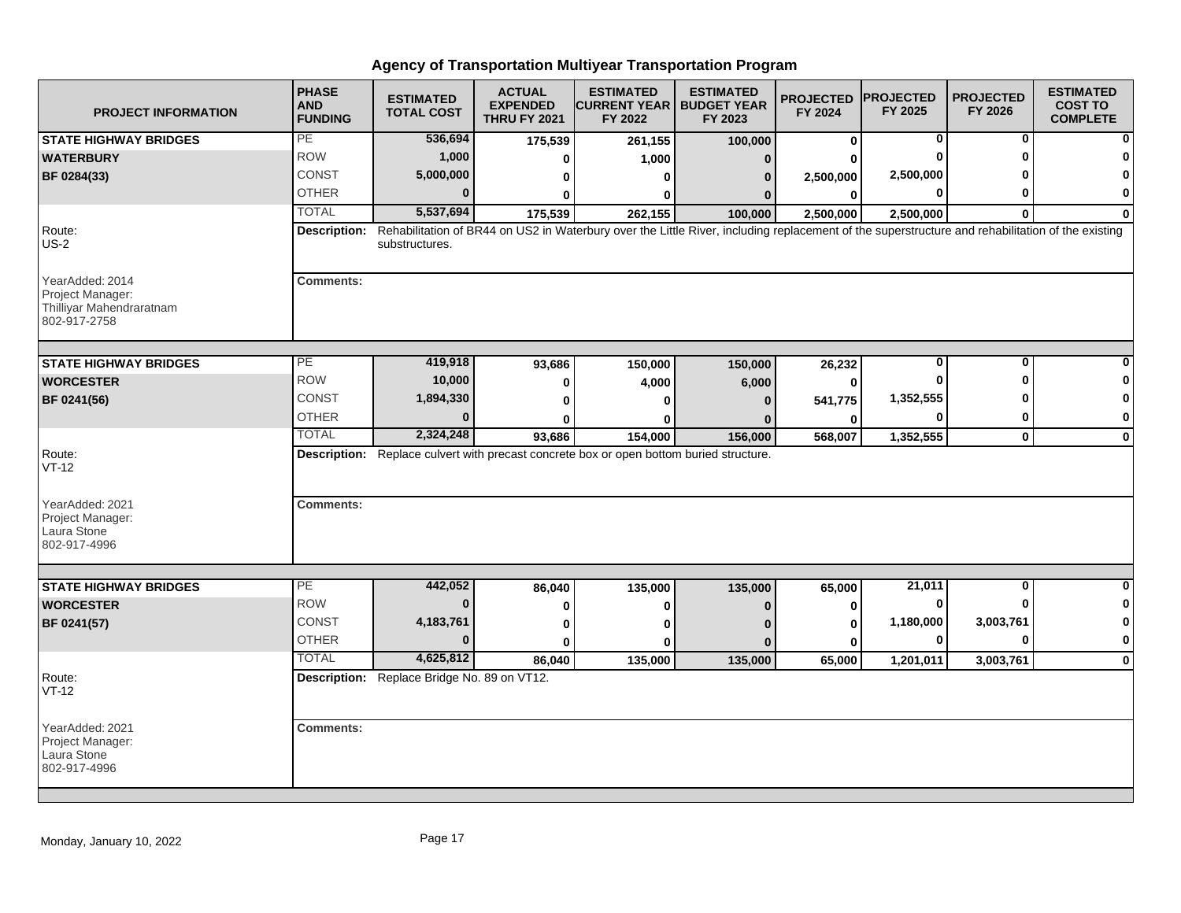## Agency of Transportation Multiyear Transportation Program

| PROJECT INFORMATION | PHASE AND FUNDING | ESTIMATED TOTAL COST | ACTUAL EXPENDED THRU FY 2021 | ESTIMATED CURRENT YEAR FY 2022 | ESTIMATED BUDGET YEAR FY 2023 | PROJECTED FY 2024 | PROJECTED FY 2025 | PROJECTED FY 2026 | ESTIMATED COST TO COMPLETE |
|---|---|---|---|---|---|---|---|---|---|
| **STATE HIGHWAY BRIDGES** | PE | **536,694** | **175,539** | **261,155** | **100,000** | **0** | **0** | **0** | **0** |
| **WATERBURY** | ROW | **1,000** | **0** | **1,000** | **0** | **0** | **0** | **0** | **0** |
| **BF 0284(33)** | CONST | **5,000,000** | **0** | **0** | **0** | **2,500,000** | **2,500,000** | **0** | **0** |
| | OTHER | **0** | **0** | **0** | **0** | **0** | **0** | **0** | **0** |
| | TOTAL | **5,537,694** | **175,539** | **262,155** | **100,000** | **2,500,000** | **2,500,000** | **0** | **0** |
| Route: US-2 | **Description:** Rehabilitation of BR44 on US2 in Waterbury over the Little River, including replacement of the superstructure and rehabilitation of the existing substructures. | | | | | | | | |
| YearAdded: 2014<br>Project Manager:<br>Thilliyar Mahendraratnam<br>802-917-2758 | **Comments:** | | | | | | | | |
| **STATE HIGHWAY BRIDGES** | PE | **419,918** | **93,686** | **150,000** | **150,000** | **26,232** | **0** | **0** | **0** |
| **WORCESTER** | ROW | **10,000** | **0** | **4,000** | **6,000** | **0** | **0** | **0** | **0** |
| **BF 0241(56)** | CONST | **1,894,330** | **0** | **0** | **0** | **541,775** | **1,352,555** | **0** | **0** |
| | OTHER | **0** | **0** | **0** | **0** | **0** | **0** | **0** | **0** |
| | TOTAL | **2,324,248** | **93,686** | **154,000** | **156,000** | **568,007** | **1,352,555** | **0** | **0** |
| Route: VT-12 | **Description:** Replace culvert with precast concrete box or open bottom buried structure. | | | | | | | | |
| YearAdded: 2021<br>Project Manager:<br>Laura Stone<br>802-917-4996 | **Comments:** | | | | | | | | |
| **STATE HIGHWAY BRIDGES** | PE | **442,052** | **86,040** | **135,000** | **135,000** | **65,000** | **21,011** | **0** | **0** |
| **WORCESTER** | ROW | **0** | **0** | **0** | **0** | **0** | **0** | **0** | **0** |
| **BF 0241(57)** | CONST | **4,183,761** | **0** | **0** | **0** | **0** | **1,180,000** | **3,003,761** | **0** |
| | OTHER | **0** | **0** | **0** | **0** | **0** | **0** | **0** | **0** |
| | TOTAL | **4,625,812** | **86,040** | **135,000** | **135,000** | **65,000** | **1,201,011** | **3,003,761** | **0** |
| Route: VT-12 | **Description:** Replace Bridge No. 89 on VT12. | | | | | | | | |
| YearAdded: 2021<br>Project Manager:<br>Laura Stone<br>802-917-4996 | **Comments:** | | | | | | | | |

Monday, January 10, 2022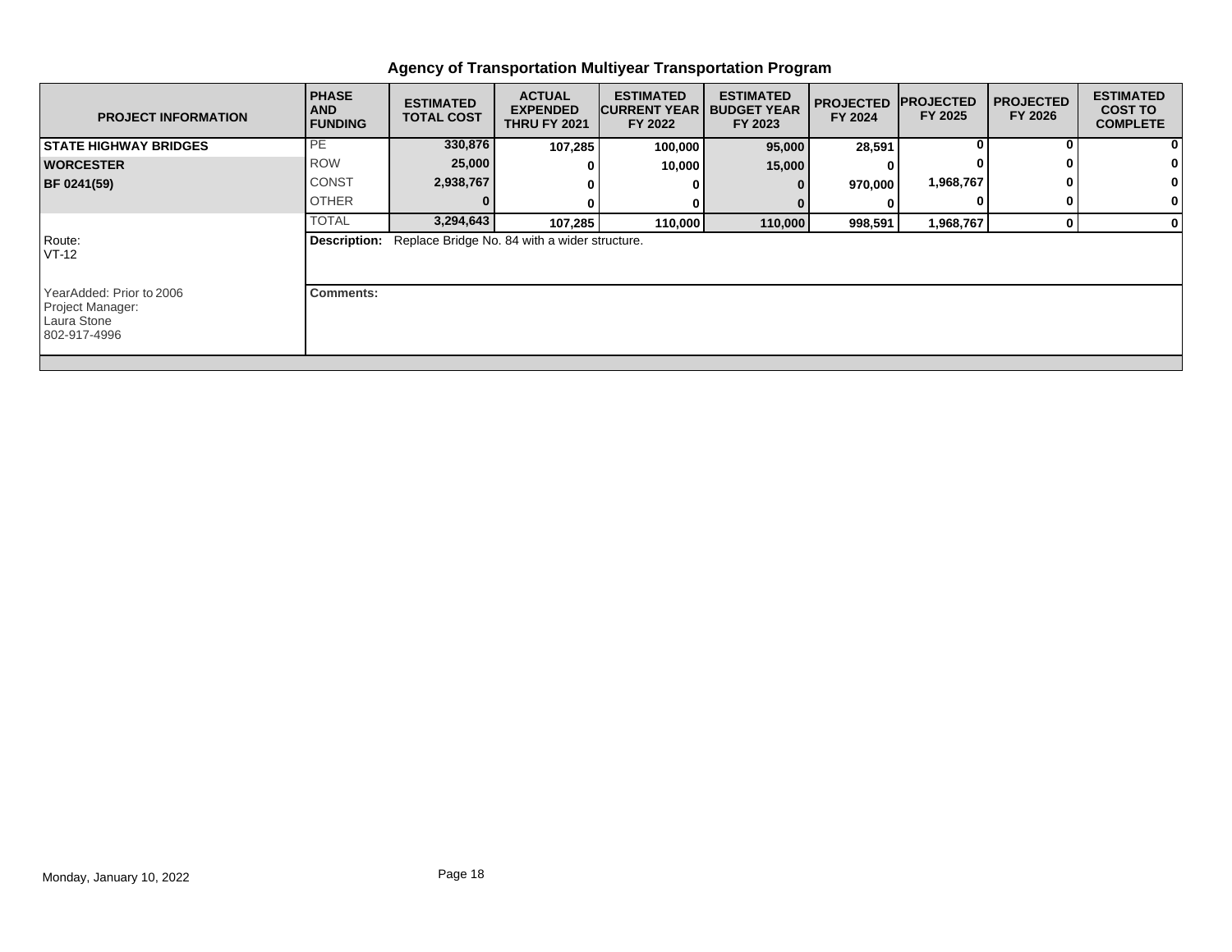## Agency of Transportation Multiyear Transportation Program

| PROJECT INFORMATION | PHASE AND FUNDING | ESTIMATED TOTAL COST | ACTUAL EXPENDED THRU FY 2021 | ESTIMATED CURRENT YEAR FY 2022 | ESTIMATED BUDGET YEAR FY 2023 | PROJECTED FY 2024 | PROJECTED FY 2025 | PROJECTED FY 2026 | ESTIMATED COST TO COMPLETE |
|---|---|---|---|---|---|---|---|---|---|
| **STATE HIGHWAY BRIDGES** | PE | 330,876 | 107,285 | 100,000 | 95,000 | 28,591 | 0 | 0 | 0 |
| **WORCESTER** | ROW | 25,000 | 0 | 10,000 | 15,000 | 0 | 0 | 0 | 0 |
| **BF 0241(59)** | CONST | 2,938,767 | 0 | 0 | 0 | 970,000 | 1,968,767 | 0 | 0 |
| | OTHER | 0 | 0 | 0 | 0 | 0 | 0 | 0 | 0 |
| | TOTAL | 3,294,643 | 107,285 | 110,000 | 110,000 | 998,591 | 1,968,767 | 0 | 0 |

Route:
VT-12

**Description:** Replace Bridge No. 84 with a wider structure.

YearAdded: Prior to 2006
Project Manager:
Laura Stone
802-917-4996

**Comments:**

Monday, January 10, 2022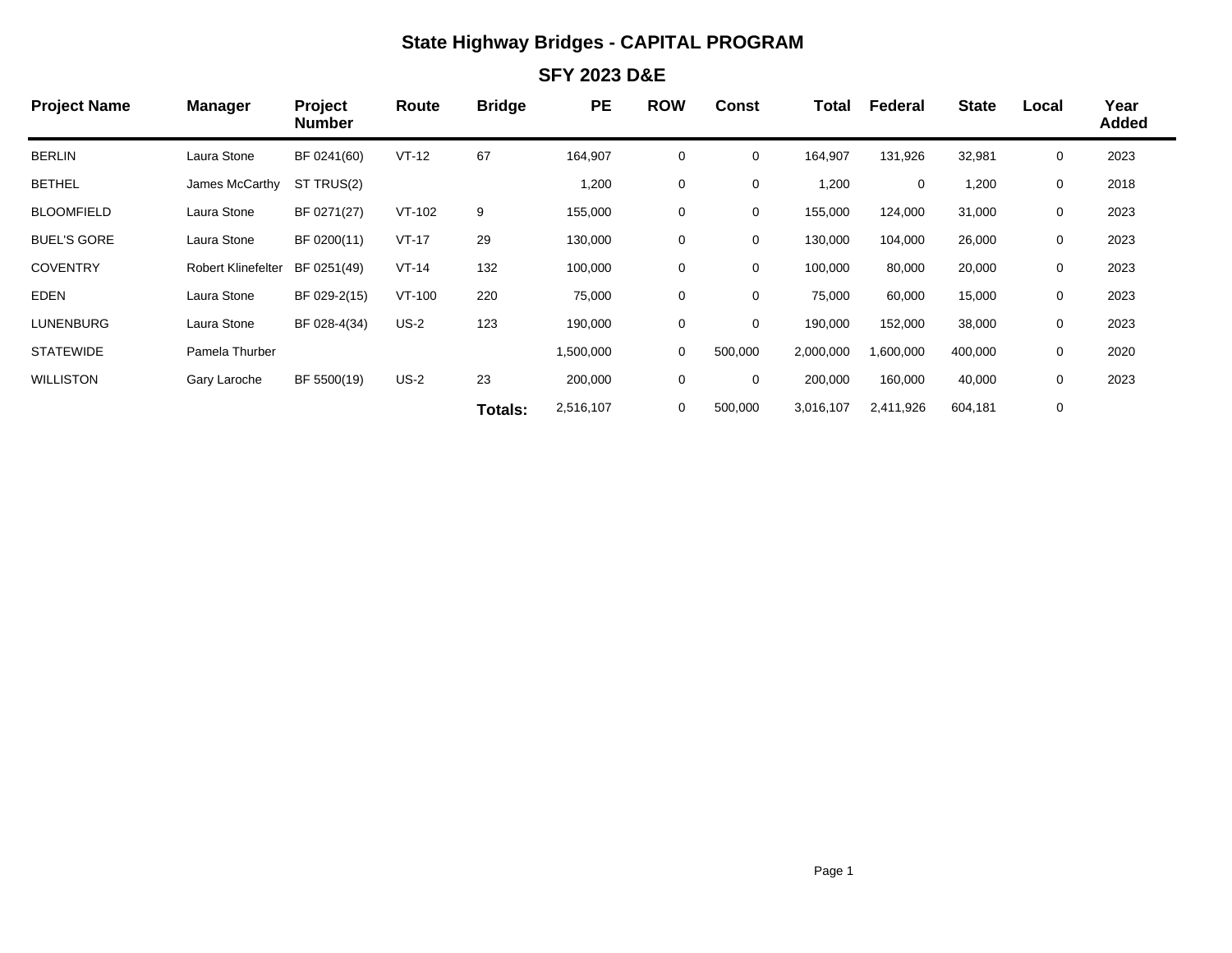# State Highway Bridges - CAPITAL PROGRAM

## SFY 2023 D&E

| Project Name | Manager | Project Number | Route | Bridge | PE | ROW | Const | Total | Federal | State | Local | Year Added |
|---|---|---|---|---|---|---|---|---|---|---|---|---|
| BERLIN | Laura Stone | BF 0241(60) | VT-12 | 67 | 164,907 | 0 | 0 | 164,907 | 131,926 | 32,981 | 0 | 2023 |
| BETHEL | James McCarthy | ST TRUS(2) | | | 1,200 | 0 | 0 | 1,200 | 0 | 1,200 | 0 | 2018 |
| BLOOMFIELD | Laura Stone | BF 0271(27) | VT-102 | 9 | 155,000 | 0 | 0 | 155,000 | 124,000 | 31,000 | 0 | 2023 |
| BUEL'S GORE | Laura Stone | BF 0200(11) | VT-17 | 29 | 130,000 | 0 | 0 | 130,000 | 104,000 | 26,000 | 0 | 2023 |
| COVENTRY | Robert Klinefelter | BF 0251(49) | VT-14 | 132 | 100,000 | 0 | 0 | 100,000 | 80,000 | 20,000 | 0 | 2023 |
| EDEN | Laura Stone | BF 029-2(15) | VT-100 | 220 | 75,000 | 0 | 0 | 75,000 | 60,000 | 15,000 | 0 | 2023 |
| LUNENBURG | Laura Stone | BF 028-4(34) | US-2 | 123 | 190,000 | 0 | 0 | 190,000 | 152,000 | 38,000 | 0 | 2023 |
| STATEWIDE | Pamela Thurber | | | | 1,500,000 | 0 | 500,000 | 2,000,000 | 1,600,000 | 400,000 | 0 | 2020 |
| WILLISTON | Gary Laroche | BF 5500(19) | US-2 | 23 | 200,000 | 0 | 0 | 200,000 | 160,000 | 40,000 | 0 | 2023 |
| | | | | **Totals:** | 2,516,107 | 0 | 500,000 | 3,016,107 | 2,411,926 | 604,181 | 0 | |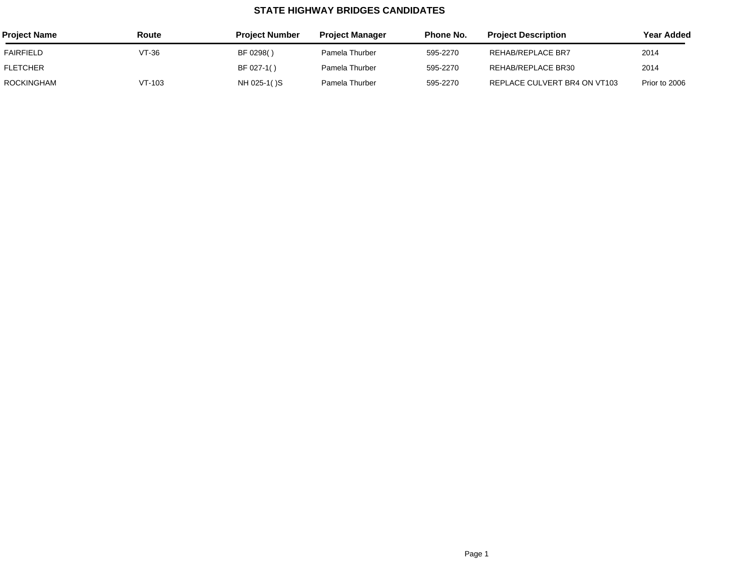# STATE HIGHWAY BRIDGES CANDIDATES

| Project Name | Route | Project Number | Project Manager | Phone No. | Project Description | Year Added |
|---|---|---|---|---|---|---|
| FAIRFIELD | VT-36 | BF 0298( ) | Pamela Thurber | 595-2270 | REHAB/REPLACE BR7 | 2014 |
| FLETCHER | | BF 027-1( ) | Pamela Thurber | 595-2270 | REHAB/REPLACE BR30 | 2014 |
| ROCKINGHAM | VT-103 | NH 025-1( )S | Pamela Thurber | 595-2270 | REPLACE CULVERT BR4 ON VT103 | Prior to 2006 |